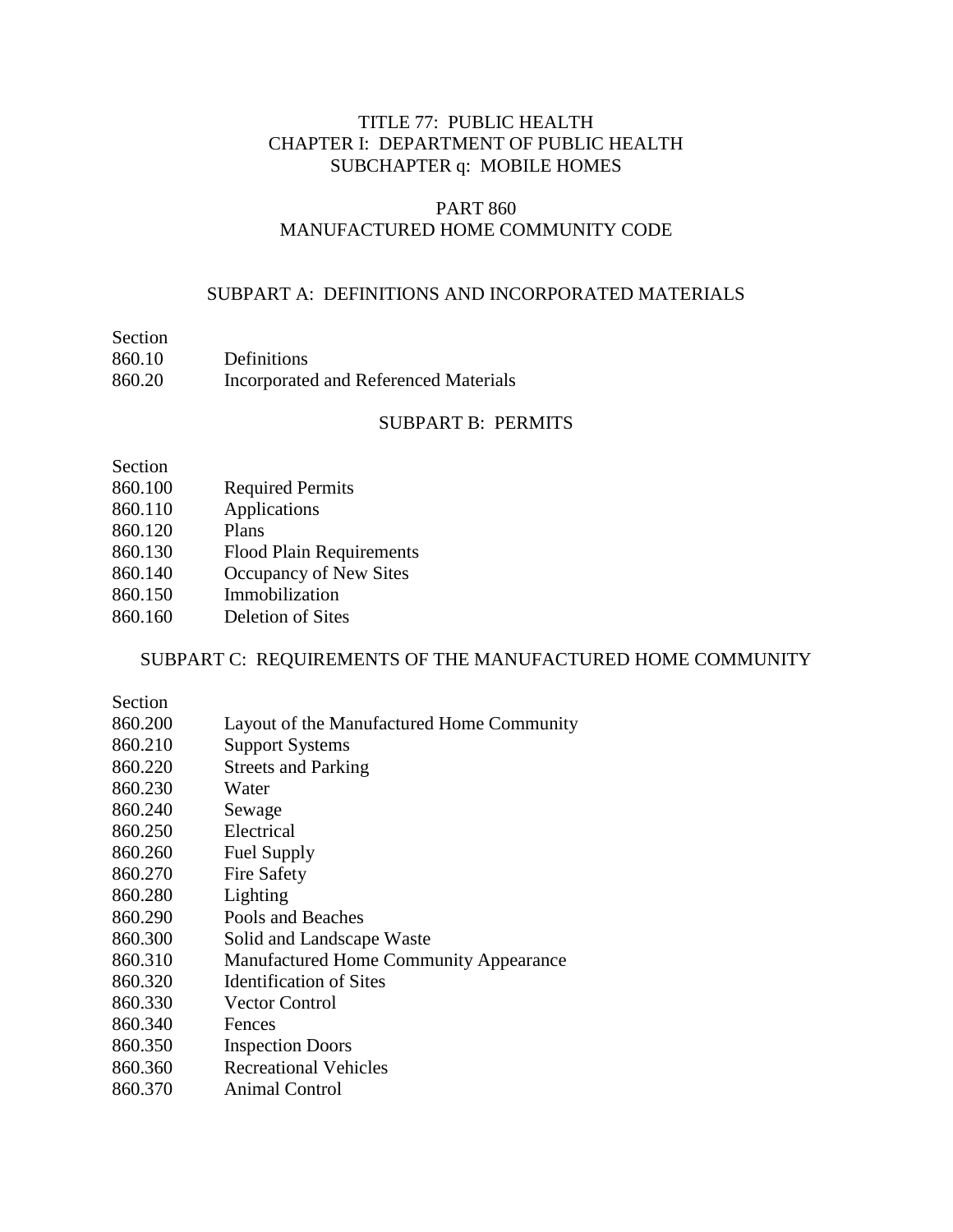# TITLE 77: PUBLIC HEALTH
## CHAPTER I: DEPARTMENT OF PUBLIC HEALTH
## SUBCHAPTER q: MOBILE HOMES

# PART 860
# MANUFACTURED HOME COMMUNITY CODE

## SUBPART A: DEFINITIONS AND INCORPORATED MATERIALS

| Section | |
|---|---|
| 860.10 | Definitions |
| 860.20 | Incorporated and Referenced Materials |

## SUBPART B: PERMITS

| Section | |
|---|---|
| 860.100 | Required Permits |
| 860.110 | Applications |
| 860.120 | Plans |
| 860.130 | Flood Plain Requirements |
| 860.140 | Occupancy of New Sites |
| 860.150 | Immobilization |
| 860.160 | Deletion of Sites |

## SUBPART C: REQUIREMENTS OF THE MANUFACTURED HOME COMMUNITY

| Section | |
|---|---|
| 860.200 | Layout of the Manufactured Home Community |
| 860.210 | Support Systems |
| 860.220 | Streets and Parking |
| 860.230 | Water |
| 860.240 | Sewage |
| 860.250 | Electrical |
| 860.260 | Fuel Supply |
| 860.270 | Fire Safety |
| 860.280 | Lighting |
| 860.290 | Pools and Beaches |
| 860.300 | Solid and Landscape Waste |
| 860.310 | Manufactured Home Community Appearance |
| 860.320 | Identification of Sites |
| 860.330 | Vector Control |
| 860.340 | Fences |
| 860.350 | Inspection Doors |
| 860.360 | Recreational Vehicles |
| 860.370 | Animal Control |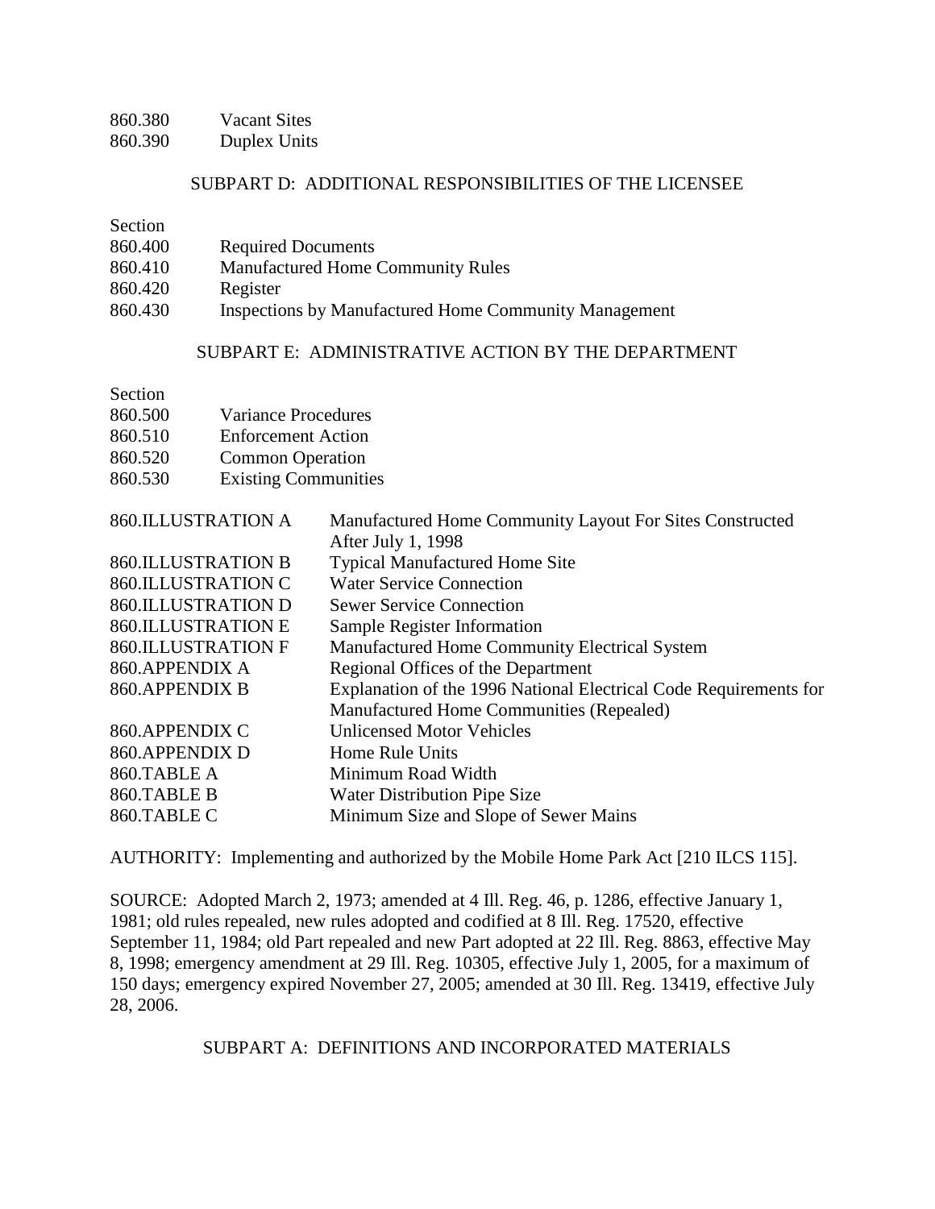860.380 Vacant Sites
860.390 Duplex Units

SUBPART D: ADDITIONAL RESPONSIBILITIES OF THE LICENSEE

| Section | |
|---|---|
| 860.400 | Required Documents |
| 860.410 | Manufactured Home Community Rules |
| 860.420 | Register |
| 860.430 | Inspections by Manufactured Home Community Management |

SUBPART E: ADMINISTRATIVE ACTION BY THE DEPARTMENT

| Section | |
|---|---|
| 860.500 | Variance Procedures |
| 860.510 | Enforcement Action |
| 860.520 | Common Operation |
| 860.530 | Existing Communities |

| | |
|---|---|
| 860.ILLUSTRATION A | Manufactured Home Community Layout For Sites Constructed After July 1, 1998 |
| 860.ILLUSTRATION B | Typical Manufactured Home Site |
| 860.ILLUSTRATION C | Water Service Connection |
| 860.ILLUSTRATION D | Sewer Service Connection |
| 860.ILLUSTRATION E | Sample Register Information |
| 860.ILLUSTRATION F | Manufactured Home Community Electrical System |
| 860.APPENDIX A | Regional Offices of the Department |
| 860.APPENDIX B | Explanation of the 1996 National Electrical Code Requirements for Manufactured Home Communities (Repealed) |
| 860.APPENDIX C | Unlicensed Motor Vehicles |
| 860.APPENDIX D | Home Rule Units |
| 860.TABLE A | Minimum Road Width |
| 860.TABLE B | Water Distribution Pipe Size |
| 860.TABLE C | Minimum Size and Slope of Sewer Mains |

AUTHORITY: Implementing and authorized by the Mobile Home Park Act [210 ILCS 115].

SOURCE: Adopted March 2, 1973; amended at 4 Ill. Reg. 46, p. 1286, effective January 1, 1981; old rules repealed, new rules adopted and codified at 8 Ill. Reg. 17520, effective September 11, 1984; old Part repealed and new Part adopted at 22 Ill. Reg. 8863, effective May 8, 1998; emergency amendment at 29 Ill. Reg. 10305, effective July 1, 2005, for a maximum of 150 days; emergency expired November 27, 2005; amended at 30 Ill. Reg. 13419, effective July 28, 2006.

SUBPART A: DEFINITIONS AND INCORPORATED MATERIALS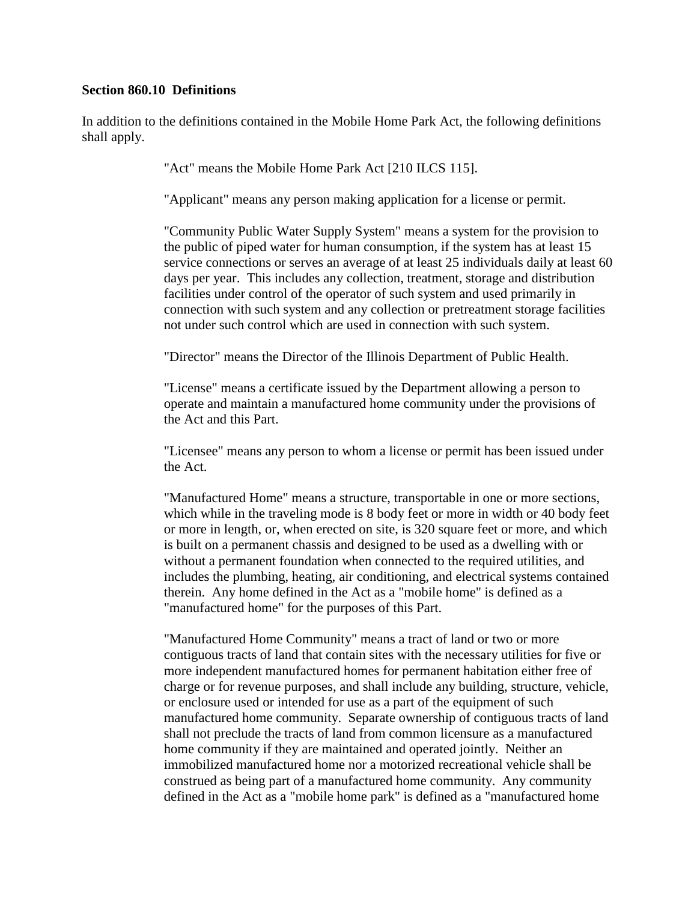**Section 860.10 Definitions**

In addition to the definitions contained in the Mobile Home Park Act, the following definitions shall apply.

"Act" means the Mobile Home Park Act [210 ILCS 115].

"Applicant" means any person making application for a license or permit.

"Community Public Water Supply System" means a system for the provision to the public of piped water for human consumption, if the system has at least 15 service connections or serves an average of at least 25 individuals daily at least 60 days per year. This includes any collection, treatment, storage and distribution facilities under control of the operator of such system and used primarily in connection with such system and any collection or pretreatment storage facilities not under such control which are used in connection with such system.

"Director" means the Director of the Illinois Department of Public Health.

"License" means a certificate issued by the Department allowing a person to operate and maintain a manufactured home community under the provisions of the Act and this Part.

"Licensee" means any person to whom a license or permit has been issued under the Act.

"Manufactured Home" means a structure, transportable in one or more sections, which while in the traveling mode is 8 body feet or more in width or 40 body feet or more in length, or, when erected on site, is 320 square feet or more, and which is built on a permanent chassis and designed to be used as a dwelling with or without a permanent foundation when connected to the required utilities, and includes the plumbing, heating, air conditioning, and electrical systems contained therein. Any home defined in the Act as a "mobile home" is defined as a "manufactured home" for the purposes of this Part.

"Manufactured Home Community" means a tract of land or two or more contiguous tracts of land that contain sites with the necessary utilities for five or more independent manufactured homes for permanent habitation either free of charge or for revenue purposes, and shall include any building, structure, vehicle, or enclosure used or intended for use as a part of the equipment of such manufactured home community. Separate ownership of contiguous tracts of land shall not preclude the tracts of land from common licensure as a manufactured home community if they are maintained and operated jointly. Neither an immobilized manufactured home nor a motorized recreational vehicle shall be construed as being part of a manufactured home community. Any community defined in the Act as a "mobile home park" is defined as a "manufactured home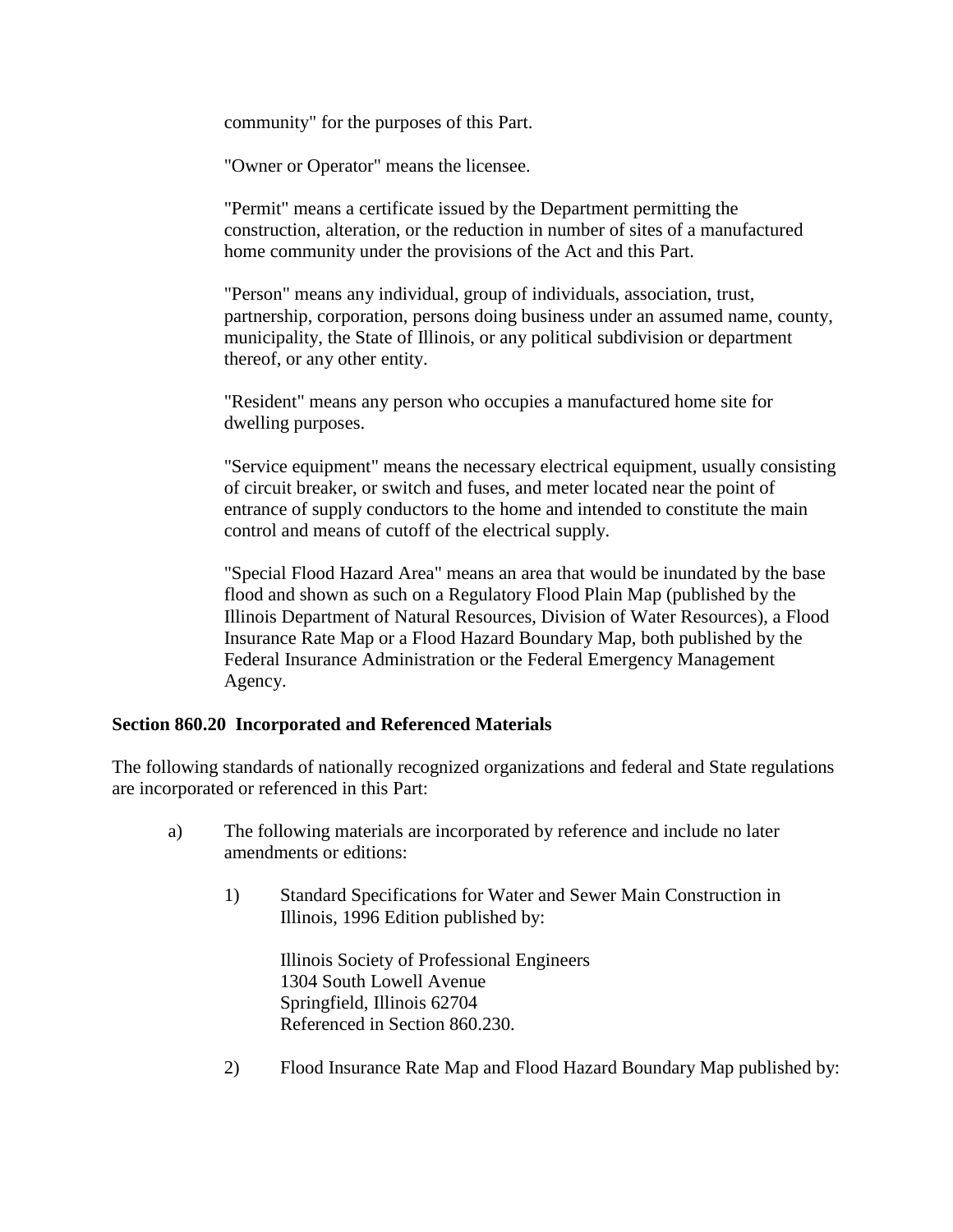community" for the purposes of this Part.

"Owner or Operator" means the licensee.

"Permit" means a certificate issued by the Department permitting the construction, alteration, or the reduction in number of sites of a manufactured home community under the provisions of the Act and this Part.

"Person" means any individual, group of individuals, association, trust, partnership, corporation, persons doing business under an assumed name, county, municipality, the State of Illinois, or any political subdivision or department thereof, or any other entity.

"Resident" means any person who occupies a manufactured home site for dwelling purposes.

"Service equipment" means the necessary electrical equipment, usually consisting of circuit breaker, or switch and fuses, and meter located near the point of entrance of supply conductors to the home and intended to constitute the main control and means of cutoff of the electrical supply.

"Special Flood Hazard Area" means an area that would be inundated by the base flood and shown as such on a Regulatory Flood Plain Map (published by the Illinois Department of Natural Resources, Division of Water Resources), a Flood Insurance Rate Map or a Flood Hazard Boundary Map, both published by the Federal Insurance Administration or the Federal Emergency Management Agency.

**Section 860.20 Incorporated and Referenced Materials**

The following standards of nationally recognized organizations and federal and State regulations are incorporated or referenced in this Part:

a) The following materials are incorporated by reference and include no later amendments or editions:

1) Standard Specifications for Water and Sewer Main Construction in Illinois, 1996 Edition published by:

Illinois Society of Professional Engineers
1304 South Lowell Avenue
Springfield, Illinois 62704
Referenced in Section 860.230.

2) Flood Insurance Rate Map and Flood Hazard Boundary Map published by: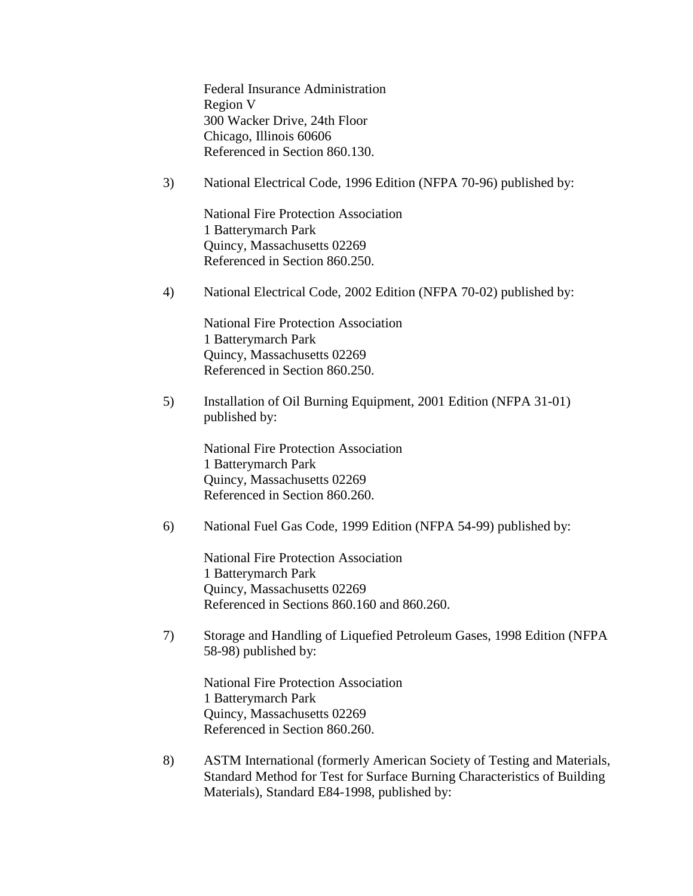Federal Insurance Administration
Region V
300 Wacker Drive, 24th Floor
Chicago, Illinois 60606
Referenced in Section 860.130.

3) National Electrical Code, 1996 Edition (NFPA 70-96) published by:

   National Fire Protection Association
   1 Batterymarch Park
   Quincy, Massachusetts 02269
   Referenced in Section 860.250.

4) National Electrical Code, 2002 Edition (NFPA 70-02) published by:

   National Fire Protection Association
   1 Batterymarch Park
   Quincy, Massachusetts 02269
   Referenced in Section 860.250.

5) Installation of Oil Burning Equipment, 2001 Edition (NFPA 31-01) published by:

   National Fire Protection Association
   1 Batterymarch Park
   Quincy, Massachusetts 02269
   Referenced in Section 860.260.

6) National Fuel Gas Code, 1999 Edition (NFPA 54-99) published by:

   National Fire Protection Association
   1 Batterymarch Park
   Quincy, Massachusetts 02269
   Referenced in Sections 860.160 and 860.260.

7) Storage and Handling of Liquefied Petroleum Gases, 1998 Edition (NFPA 58-98) published by:

   National Fire Protection Association
   1 Batterymarch Park
   Quincy, Massachusetts 02269
   Referenced in Section 860.260.

8) ASTM International (formerly American Society of Testing and Materials, Standard Method for Test for Surface Burning Characteristics of Building Materials), Standard E84-1998, published by: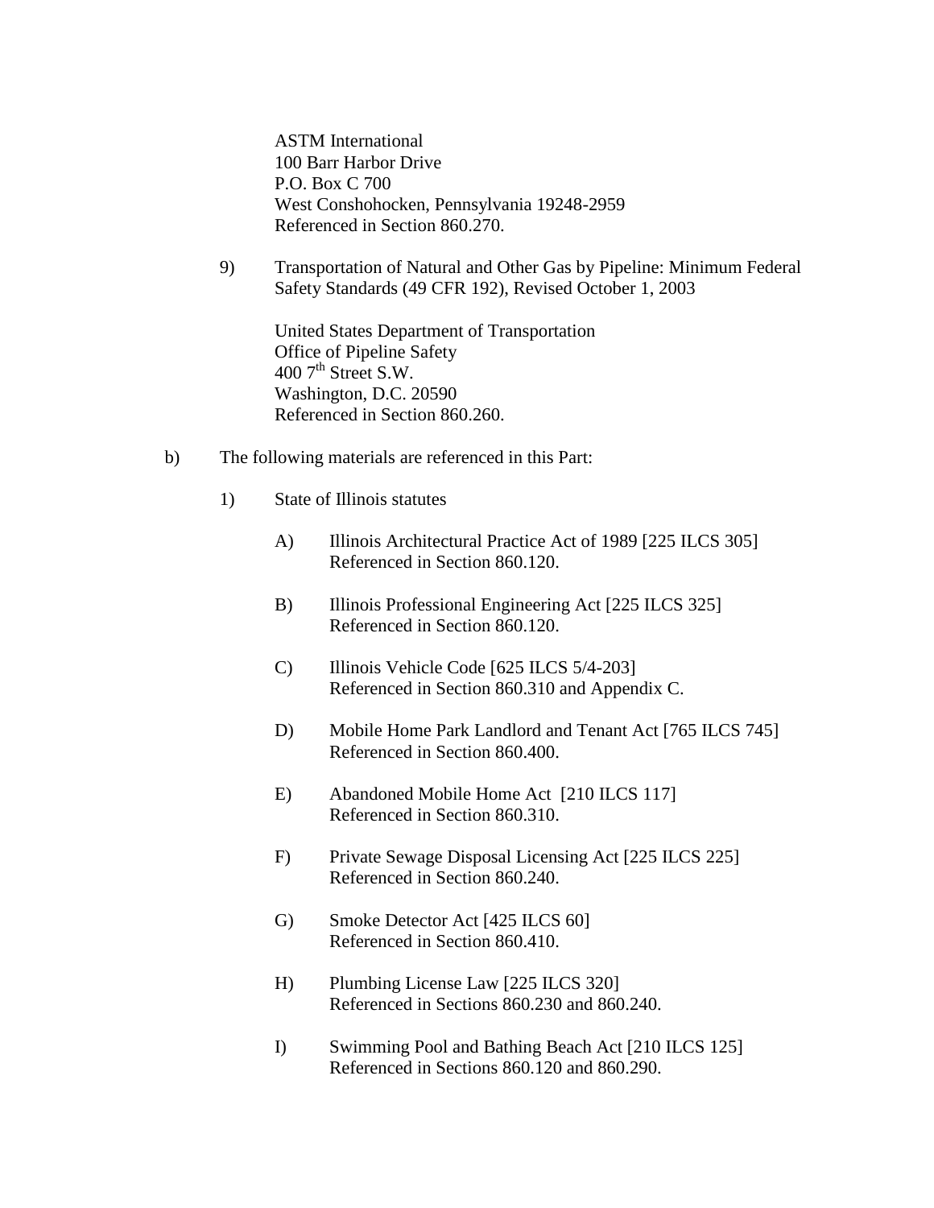ASTM International
100 Barr Harbor Drive
P.O. Box C 700
West Conshohocken, Pennsylvania 19248-2959
Referenced in Section 860.270.

9) Transportation of Natural and Other Gas by Pipeline: Minimum Federal Safety Standards (49 CFR 192), Revised October 1, 2003

United States Department of Transportation
Office of Pipeline Safety
400 7th Street S.W.
Washington, D.C. 20590
Referenced in Section 860.260.

b) The following materials are referenced in this Part:

1) State of Illinois statutes

A) Illinois Architectural Practice Act of 1989 [225 ILCS 305]
Referenced in Section 860.120.

B) Illinois Professional Engineering Act [225 ILCS 325]
Referenced in Section 860.120.

C) Illinois Vehicle Code [625 ILCS 5/4-203]
Referenced in Section 860.310 and Appendix C.

D) Mobile Home Park Landlord and Tenant Act [765 ILCS 745]
Referenced in Section 860.400.

E) Abandoned Mobile Home Act [210 ILCS 117]
Referenced in Section 860.310.

F) Private Sewage Disposal Licensing Act [225 ILCS 225]
Referenced in Section 860.240.

G) Smoke Detector Act [425 ILCS 60]
Referenced in Section 860.410.

H) Plumbing License Law [225 ILCS 320]
Referenced in Sections 860.230 and 860.240.

I) Swimming Pool and Bathing Beach Act [210 ILCS 125]
Referenced in Sections 860.120 and 860.290.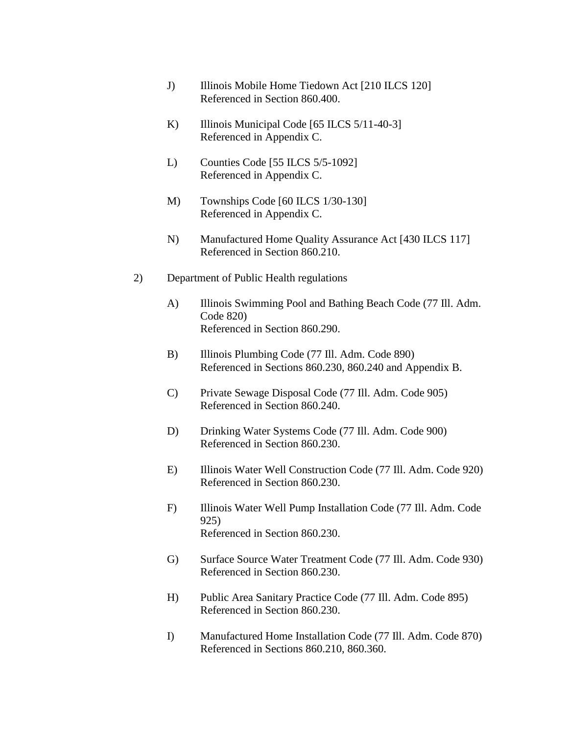J) Illinois Mobile Home Tiedown Act [210 ILCS 120]
Referenced in Section 860.400.

K) Illinois Municipal Code [65 ILCS 5/11-40-3]
Referenced in Appendix C.

L) Counties Code [55 ILCS 5/5-1092]
Referenced in Appendix C.

M) Townships Code [60 ILCS 1/30-130]
Referenced in Appendix C.

N) Manufactured Home Quality Assurance Act [430 ILCS 117]
Referenced in Section 860.210.

2) Department of Public Health regulations

A) Illinois Swimming Pool and Bathing Beach Code (77 Ill. Adm. Code 820)
Referenced in Section 860.290.

B) Illinois Plumbing Code (77 Ill. Adm. Code 890)
Referenced in Sections 860.230, 860.240 and Appendix B.

C) Private Sewage Disposal Code (77 Ill. Adm. Code 905)
Referenced in Section 860.240.

D) Drinking Water Systems Code (77 Ill. Adm. Code 900)
Referenced in Section 860.230.

E) Illinois Water Well Construction Code (77 Ill. Adm. Code 920)
Referenced in Section 860.230.

F) Illinois Water Well Pump Installation Code (77 Ill. Adm. Code 925)
Referenced in Section 860.230.

G) Surface Source Water Treatment Code (77 Ill. Adm. Code 930)
Referenced in Section 860.230.

H) Public Area Sanitary Practice Code (77 Ill. Adm. Code 895)
Referenced in Section 860.230.

I) Manufactured Home Installation Code (77 Ill. Adm. Code 870)
Referenced in Sections 860.210, 860.360.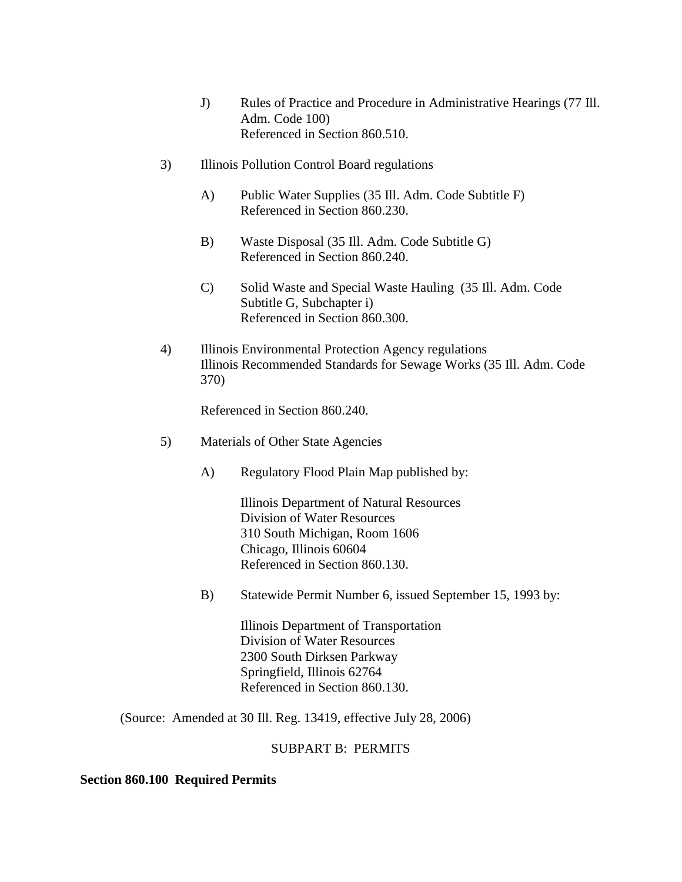J) Rules of Practice and Procedure in Administrative Hearings (77 Ill. Adm. Code 100)
Referenced in Section 860.510.

3) Illinois Pollution Control Board regulations

A) Public Water Supplies (35 Ill. Adm. Code Subtitle F)
Referenced in Section 860.230.

B) Waste Disposal (35 Ill. Adm. Code Subtitle G)
Referenced in Section 860.240.

C) Solid Waste and Special Waste Hauling (35 Ill. Adm. Code Subtitle G, Subchapter i)
Referenced in Section 860.300.

4) Illinois Environmental Protection Agency regulations
Illinois Recommended Standards for Sewage Works (35 Ill. Adm. Code 370)

Referenced in Section 860.240.

5) Materials of Other State Agencies

A) Regulatory Flood Plain Map published by:

Illinois Department of Natural Resources
Division of Water Resources
310 South Michigan, Room 1606
Chicago, Illinois 60604
Referenced in Section 860.130.

B) Statewide Permit Number 6, issued September 15, 1993 by:

Illinois Department of Transportation
Division of Water Resources
2300 South Dirksen Parkway
Springfield, Illinois 62764
Referenced in Section 860.130.

(Source: Amended at 30 Ill. Reg. 13419, effective July 28, 2006)

SUBPART B: PERMITS

**Section 860.100 Required Permits**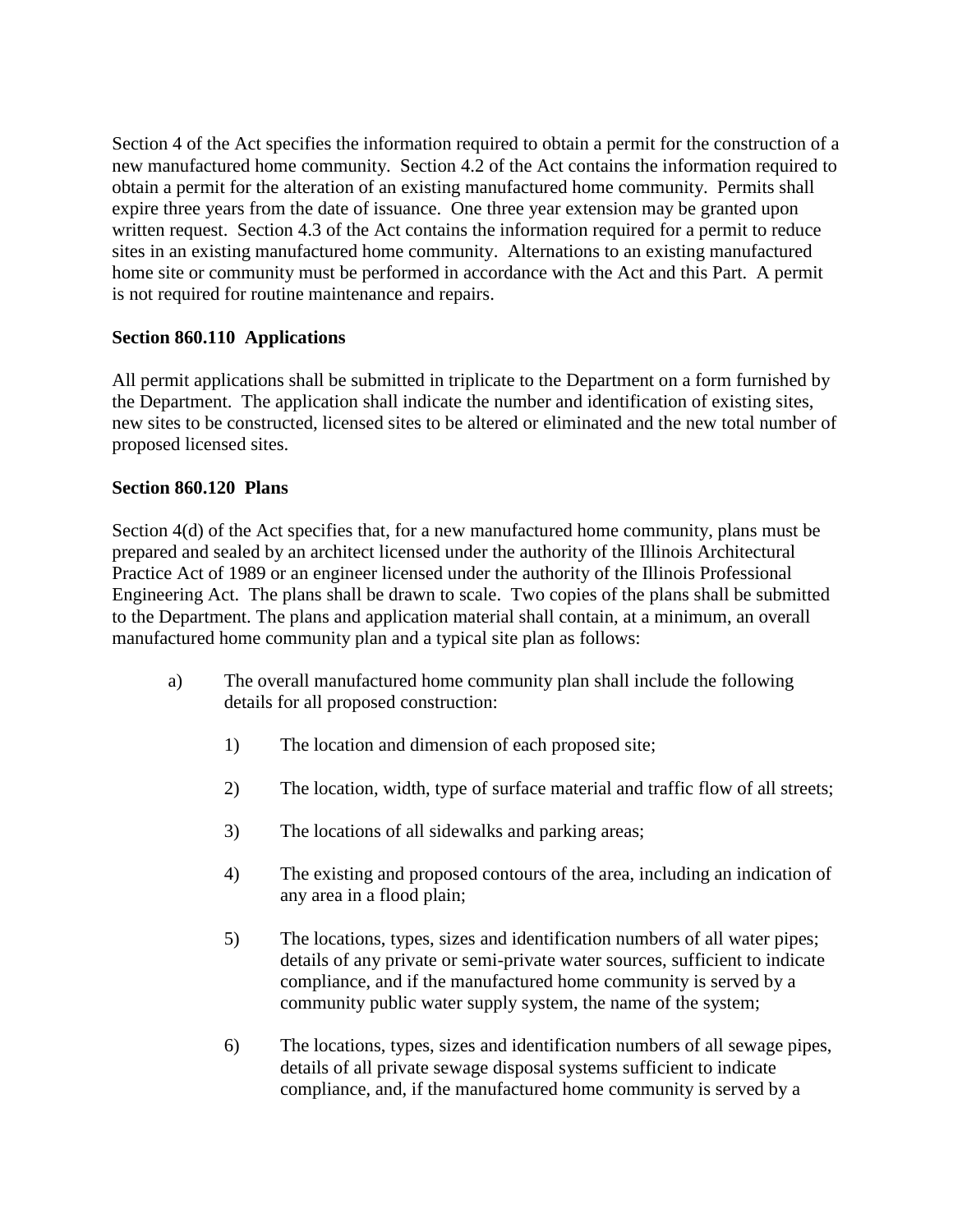Section 4 of the Act specifies the information required to obtain a permit for the construction of a new manufactured home community. Section 4.2 of the Act contains the information required to obtain a permit for the alteration of an existing manufactured home community. Permits shall expire three years from the date of issuance. One three year extension may be granted upon written request. Section 4.3 of the Act contains the information required for a permit to reduce sites in an existing manufactured home community. Alternations to an existing manufactured home site or community must be performed in accordance with the Act and this Part. A permit is not required for routine maintenance and repairs.

**Section 860.110 Applications**

All permit applications shall be submitted in triplicate to the Department on a form furnished by the Department. The application shall indicate the number and identification of existing sites, new sites to be constructed, licensed sites to be altered or eliminated and the new total number of proposed licensed sites.

**Section 860.120 Plans**

Section 4(d) of the Act specifies that, for a new manufactured home community, plans must be prepared and sealed by an architect licensed under the authority of the Illinois Architectural Practice Act of 1989 or an engineer licensed under the authority of the Illinois Professional Engineering Act. The plans shall be drawn to scale. Two copies of the plans shall be submitted to the Department. The plans and application material shall contain, at a minimum, an overall manufactured home community plan and a typical site plan as follows:

a) The overall manufactured home community plan shall include the following details for all proposed construction:

  1) The location and dimension of each proposed site;

  2) The location, width, type of surface material and traffic flow of all streets;

  3) The locations of all sidewalks and parking areas;

  4) The existing and proposed contours of the area, including an indication of any area in a flood plain;

  5) The locations, types, sizes and identification numbers of all water pipes; details of any private or semi-private water sources, sufficient to indicate compliance, and if the manufactured home community is served by a community public water supply system, the name of the system;

  6) The locations, types, sizes and identification numbers of all sewage pipes, details of all private sewage disposal systems sufficient to indicate compliance, and, if the manufactured home community is served by a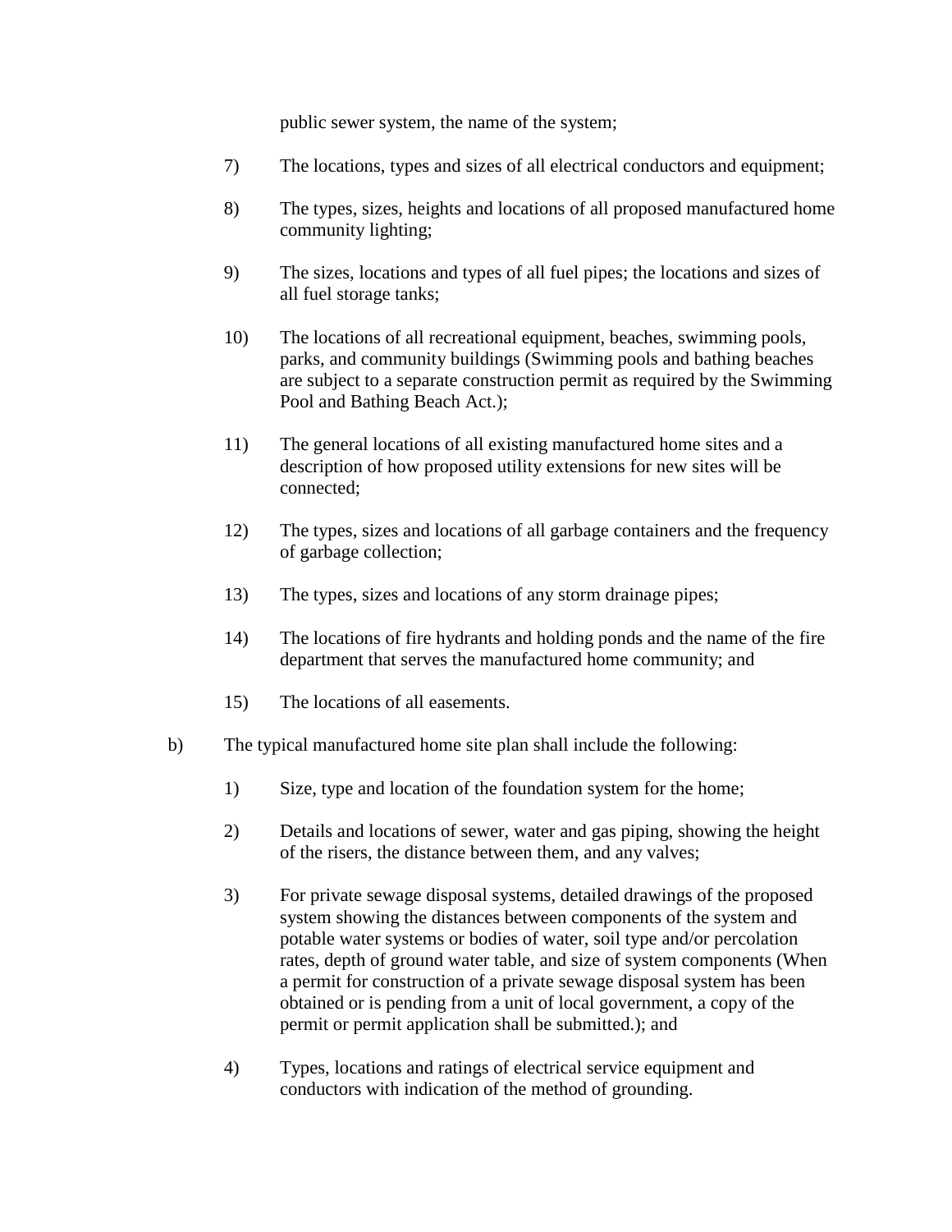public sewer system, the name of the system;

7) The locations, types and sizes of all electrical conductors and equipment;

8) The types, sizes, heights and locations of all proposed manufactured home community lighting;

9) The sizes, locations and types of all fuel pipes; the locations and sizes of all fuel storage tanks;

10) The locations of all recreational equipment, beaches, swimming pools, parks, and community buildings (Swimming pools and bathing beaches are subject to a separate construction permit as required by the Swimming Pool and Bathing Beach Act.);

11) The general locations of all existing manufactured home sites and a description of how proposed utility extensions for new sites will be connected;

12) The types, sizes and locations of all garbage containers and the frequency of garbage collection;

13) The types, sizes and locations of any storm drainage pipes;

14) The locations of fire hydrants and holding ponds and the name of the fire department that serves the manufactured home community; and

15) The locations of all easements.

b) The typical manufactured home site plan shall include the following:

1) Size, type and location of the foundation system for the home;

2) Details and locations of sewer, water and gas piping, showing the height of the risers, the distance between them, and any valves;

3) For private sewage disposal systems, detailed drawings of the proposed system showing the distances between components of the system and potable water systems or bodies of water, soil type and/or percolation rates, depth of ground water table, and size of system components (When a permit for construction of a private sewage disposal system has been obtained or is pending from a unit of local government, a copy of the permit or permit application shall be submitted.); and

4) Types, locations and ratings of electrical service equipment and conductors with indication of the method of grounding.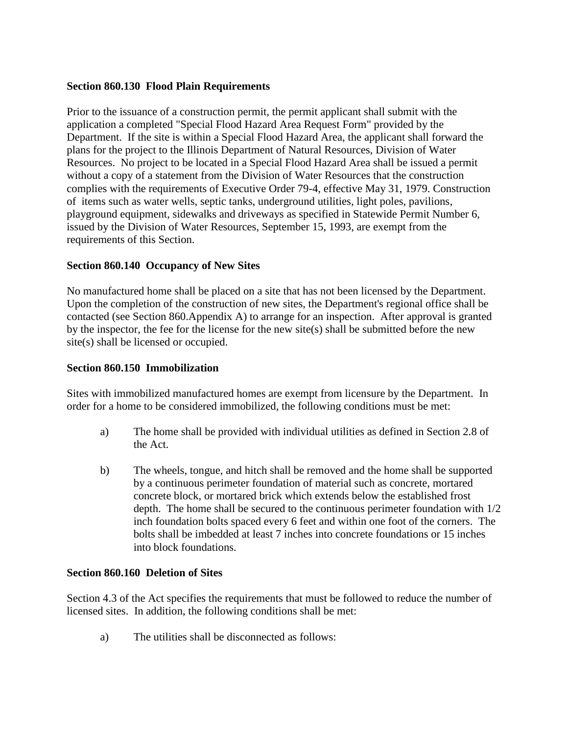**Section 860.130 Flood Plain Requirements**

Prior to the issuance of a construction permit, the permit applicant shall submit with the application a completed "Special Flood Hazard Area Request Form" provided by the Department. If the site is within a Special Flood Hazard Area, the applicant shall forward the plans for the project to the Illinois Department of Natural Resources, Division of Water Resources. No project to be located in a Special Flood Hazard Area shall be issued a permit without a copy of a statement from the Division of Water Resources that the construction complies with the requirements of Executive Order 79-4, effective May 31, 1979. Construction of items such as water wells, septic tanks, underground utilities, light poles, pavilions, playground equipment, sidewalks and driveways as specified in Statewide Permit Number 6, issued by the Division of Water Resources, September 15, 1993, are exempt from the requirements of this Section.

**Section 860.140 Occupancy of New Sites**

No manufactured home shall be placed on a site that has not been licensed by the Department. Upon the completion of the construction of new sites, the Department's regional office shall be contacted (see Section 860.Appendix A) to arrange for an inspection. After approval is granted by the inspector, the fee for the license for the new site(s) shall be submitted before the new site(s) shall be licensed or occupied.

**Section 860.150 Immobilization**

Sites with immobilized manufactured homes are exempt from licensure by the Department. In order for a home to be considered immobilized, the following conditions must be met:

a) The home shall be provided with individual utilities as defined in Section 2.8 of the Act.

b) The wheels, tongue, and hitch shall be removed and the home shall be supported by a continuous perimeter foundation of material such as concrete, mortared concrete block, or mortared brick which extends below the established frost depth. The home shall be secured to the continuous perimeter foundation with 1/2 inch foundation bolts spaced every 6 feet and within one foot of the corners. The bolts shall be imbedded at least 7 inches into concrete foundations or 15 inches into block foundations.

**Section 860.160 Deletion of Sites**

Section 4.3 of the Act specifies the requirements that must be followed to reduce the number of licensed sites. In addition, the following conditions shall be met:

a) The utilities shall be disconnected as follows: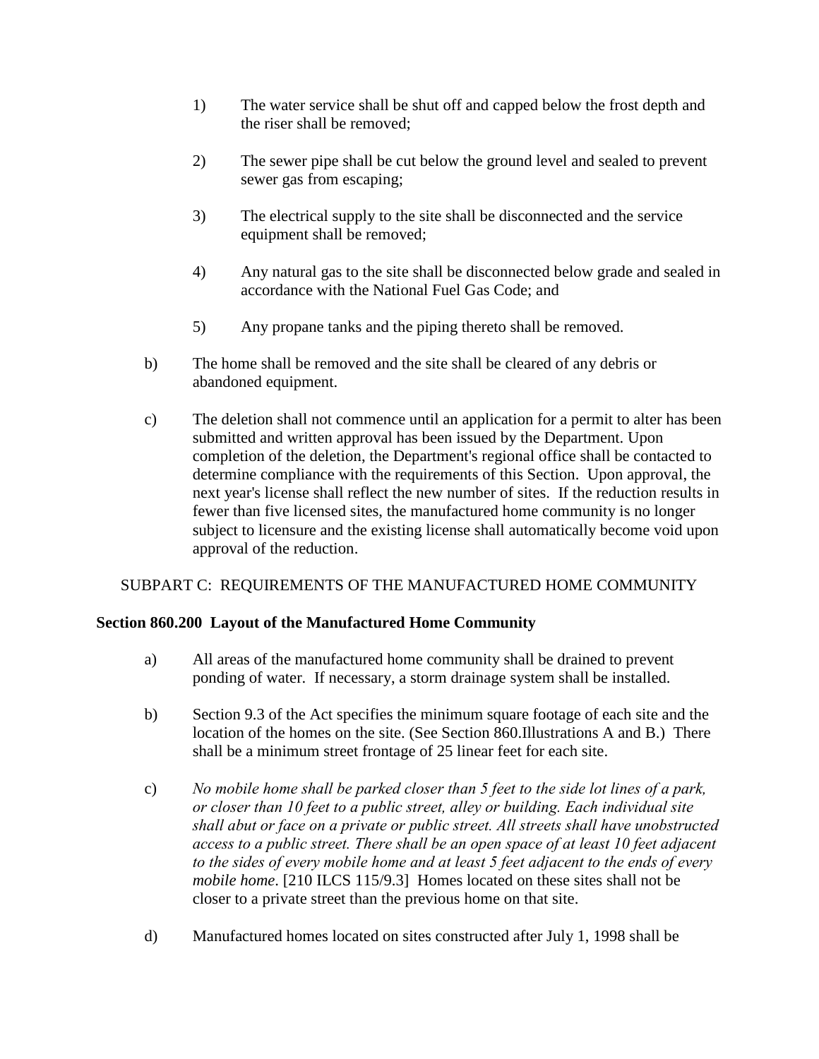1) The water service shall be shut off and capped below the frost depth and the riser shall be removed;

2) The sewer pipe shall be cut below the ground level and sealed to prevent sewer gas from escaping;

3) The electrical supply to the site shall be disconnected and the service equipment shall be removed;

4) Any natural gas to the site shall be disconnected below grade and sealed in accordance with the National Fuel Gas Code; and

5) Any propane tanks and the piping thereto shall be removed.

b) The home shall be removed and the site shall be cleared of any debris or abandoned equipment.

c) The deletion shall not commence until an application for a permit to alter has been submitted and written approval has been issued by the Department. Upon completion of the deletion, the Department's regional office shall be contacted to determine compliance with the requirements of this Section. Upon approval, the next year's license shall reflect the new number of sites. If the reduction results in fewer than five licensed sites, the manufactured home community is no longer subject to licensure and the existing license shall automatically become void upon approval of the reduction.

SUBPART C: REQUIREMENTS OF THE MANUFACTURED HOME COMMUNITY

**Section 860.200 Layout of the Manufactured Home Community**

a) All areas of the manufactured home community shall be drained to prevent ponding of water. If necessary, a storm drainage system shall be installed.

b) Section 9.3 of the Act specifies the minimum square footage of each site and the location of the homes on the site. (See Section 860.Illustrations A and B.) There shall be a minimum street frontage of 25 linear feet for each site.

c) *No mobile home shall be parked closer than 5 feet to the side lot lines of a park, or closer than 10 feet to a public street, alley or building. Each individual site shall abut or face on a private or public street. All streets shall have unobstructed access to a public street. There shall be an open space of at least 10 feet adjacent to the sides of every mobile home and at least 5 feet adjacent to the ends of every mobile home*. [210 ILCS 115/9.3] Homes located on these sites shall not be closer to a private street than the previous home on that site.

d) Manufactured homes located on sites constructed after July 1, 1998 shall be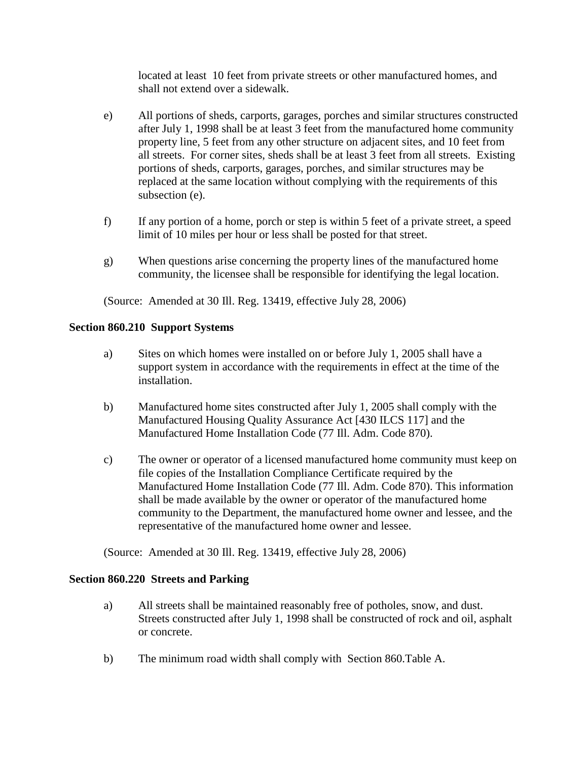located at least 10 feet from private streets or other manufactured homes, and shall not extend over a sidewalk.

e) All portions of sheds, carports, garages, porches and similar structures constructed after July 1, 1998 shall be at least 3 feet from the manufactured home community property line, 5 feet from any other structure on adjacent sites, and 10 feet from all streets. For corner sites, sheds shall be at least 3 feet from all streets. Existing portions of sheds, carports, garages, porches, and similar structures may be replaced at the same location without complying with the requirements of this subsection (e).

f) If any portion of a home, porch or step is within 5 feet of a private street, a speed limit of 10 miles per hour or less shall be posted for that street.

g) When questions arise concerning the property lines of the manufactured home community, the licensee shall be responsible for identifying the legal location.

(Source: Amended at 30 Ill. Reg. 13419, effective July 28, 2006)

**Section 860.210 Support Systems**

a) Sites on which homes were installed on or before July 1, 2005 shall have a support system in accordance with the requirements in effect at the time of the installation.

b) Manufactured home sites constructed after July 1, 2005 shall comply with the Manufactured Housing Quality Assurance Act [430 ILCS 117] and the Manufactured Home Installation Code (77 Ill. Adm. Code 870).

c) The owner or operator of a licensed manufactured home community must keep on file copies of the Installation Compliance Certificate required by the Manufactured Home Installation Code (77 Ill. Adm. Code 870). This information shall be made available by the owner or operator of the manufactured home community to the Department, the manufactured home owner and lessee, and the representative of the manufactured home owner and lessee.

(Source: Amended at 30 Ill. Reg. 13419, effective July 28, 2006)

**Section 860.220 Streets and Parking**

a) All streets shall be maintained reasonably free of potholes, snow, and dust. Streets constructed after July 1, 1998 shall be constructed of rock and oil, asphalt or concrete.

b) The minimum road width shall comply with Section 860.Table A.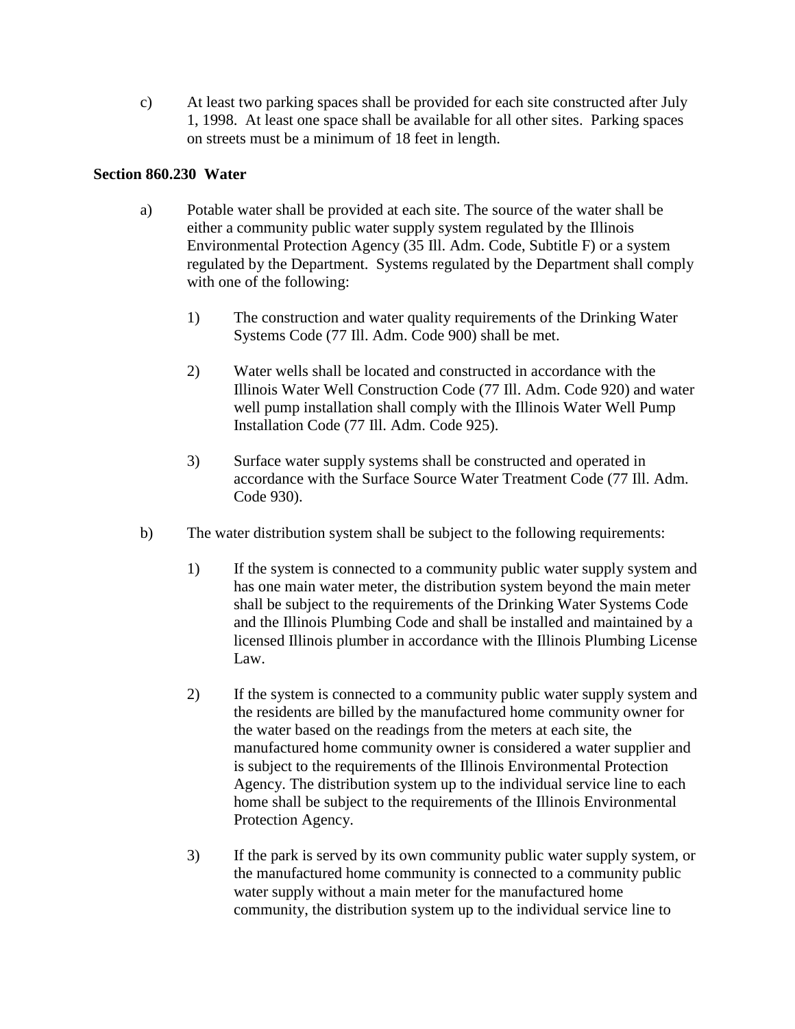c) At least two parking spaces shall be provided for each site constructed after July 1, 1998. At least one space shall be available for all other sites. Parking spaces on streets must be a minimum of 18 feet in length.

**Section 860.230 Water**

a) Potable water shall be provided at each site. The source of the water shall be either a community public water supply system regulated by the Illinois Environmental Protection Agency (35 Ill. Adm. Code, Subtitle F) or a system regulated by the Department. Systems regulated by the Department shall comply with one of the following:

1) The construction and water quality requirements of the Drinking Water Systems Code (77 Ill. Adm. Code 900) shall be met.

2) Water wells shall be located and constructed in accordance with the Illinois Water Well Construction Code (77 Ill. Adm. Code 920) and water well pump installation shall comply with the Illinois Water Well Pump Installation Code (77 Ill. Adm. Code 925).

3) Surface water supply systems shall be constructed and operated in accordance with the Surface Source Water Treatment Code (77 Ill. Adm. Code 930).

b) The water distribution system shall be subject to the following requirements:

1) If the system is connected to a community public water supply system and has one main water meter, the distribution system beyond the main meter shall be subject to the requirements of the Drinking Water Systems Code and the Illinois Plumbing Code and shall be installed and maintained by a licensed Illinois plumber in accordance with the Illinois Plumbing License Law.

2) If the system is connected to a community public water supply system and the residents are billed by the manufactured home community owner for the water based on the readings from the meters at each site, the manufactured home community owner is considered a water supplier and is subject to the requirements of the Illinois Environmental Protection Agency. The distribution system up to the individual service line to each home shall be subject to the requirements of the Illinois Environmental Protection Agency.

3) If the park is served by its own community public water supply system, or the manufactured home community is connected to a community public water supply without a main meter for the manufactured home community, the distribution system up to the individual service line to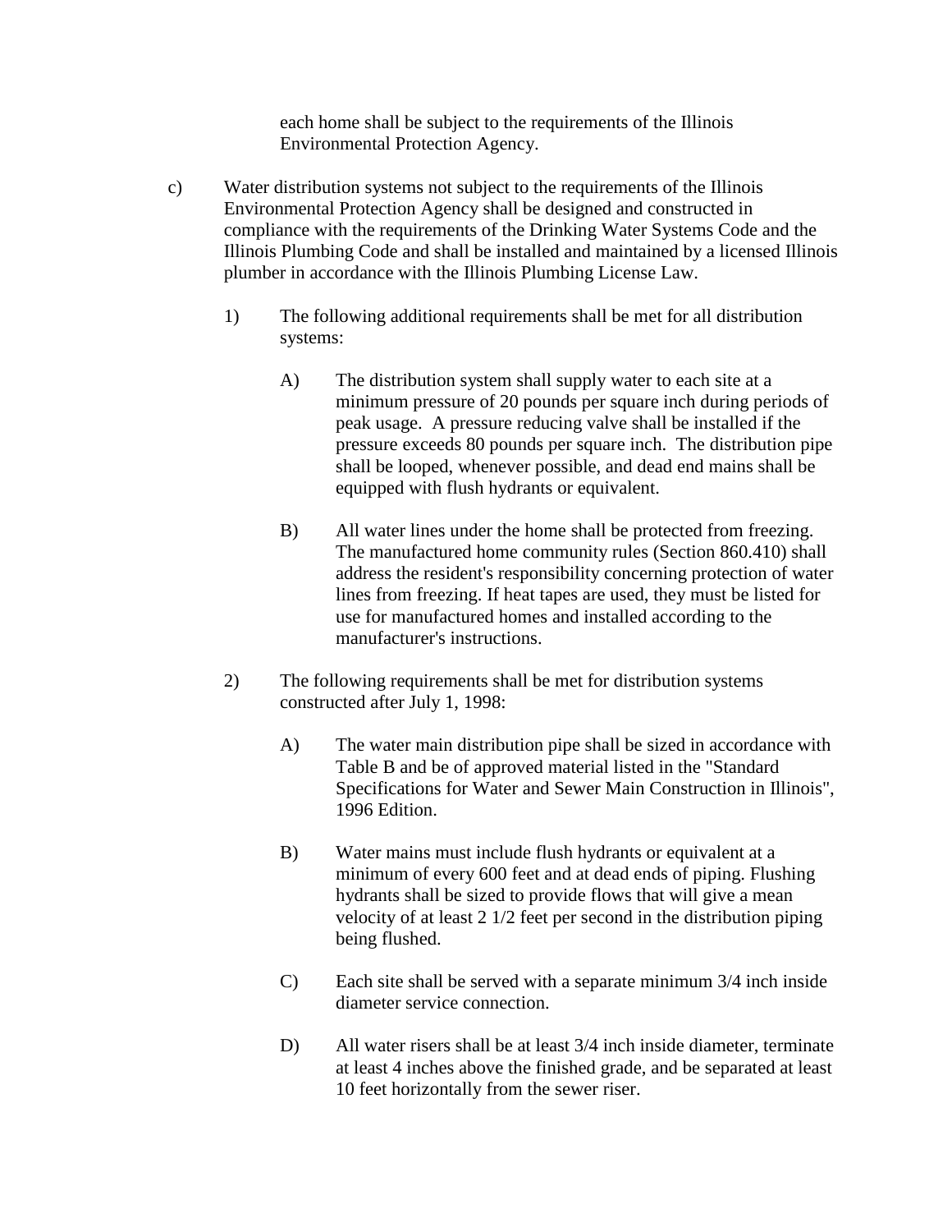each home shall be subject to the requirements of the Illinois Environmental Protection Agency.

c) Water distribution systems not subject to the requirements of the Illinois Environmental Protection Agency shall be designed and constructed in compliance with the requirements of the Drinking Water Systems Code and the Illinois Plumbing Code and shall be installed and maintained by a licensed Illinois plumber in accordance with the Illinois Plumbing License Law.

   1) The following additional requirements shall be met for all distribution systems:

      A) The distribution system shall supply water to each site at a minimum pressure of 20 pounds per square inch during periods of peak usage. A pressure reducing valve shall be installed if the pressure exceeds 80 pounds per square inch. The distribution pipe shall be looped, whenever possible, and dead end mains shall be equipped with flush hydrants or equivalent.

      B) All water lines under the home shall be protected from freezing. The manufactured home community rules (Section 860.410) shall address the resident's responsibility concerning protection of water lines from freezing. If heat tapes are used, they must be listed for use for manufactured homes and installed according to the manufacturer's instructions.

   2) The following requirements shall be met for distribution systems constructed after July 1, 1998:

      A) The water main distribution pipe shall be sized in accordance with Table B and be of approved material listed in the "Standard Specifications for Water and Sewer Main Construction in Illinois", 1996 Edition.

      B) Water mains must include flush hydrants or equivalent at a minimum of every 600 feet and at dead ends of piping. Flushing hydrants shall be sized to provide flows that will give a mean velocity of at least 2 1/2 feet per second in the distribution piping being flushed.

      C) Each site shall be served with a separate minimum 3/4 inch inside diameter service connection.

      D) All water risers shall be at least 3/4 inch inside diameter, terminate at least 4 inches above the finished grade, and be separated at least 10 feet horizontally from the sewer riser.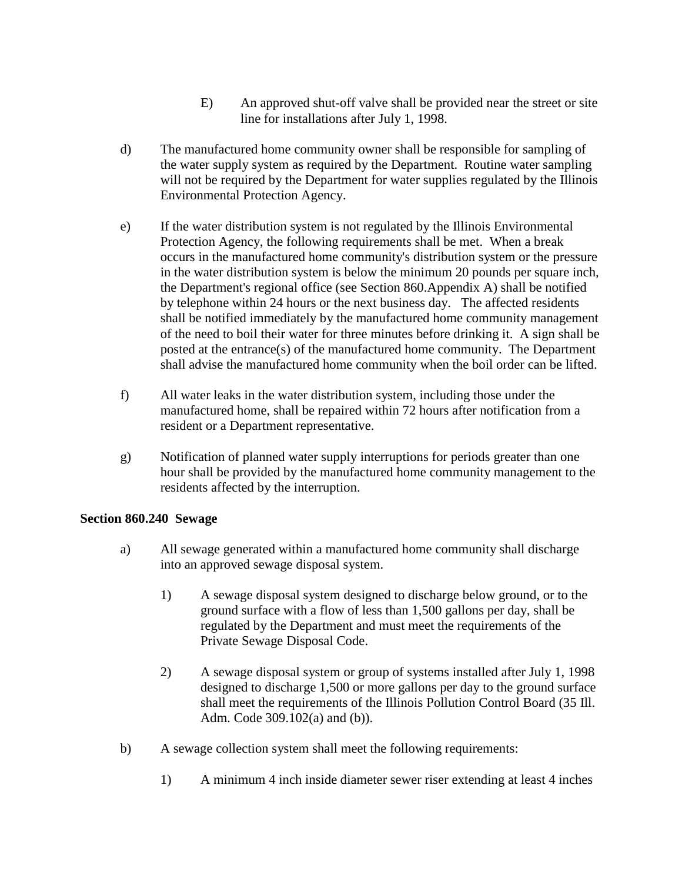E) An approved shut-off valve shall be provided near the street or site line for installations after July 1, 1998.

d) The manufactured home community owner shall be responsible for sampling of the water supply system as required by the Department. Routine water sampling will not be required by the Department for water supplies regulated by the Illinois Environmental Protection Agency.

e) If the water distribution system is not regulated by the Illinois Environmental Protection Agency, the following requirements shall be met. When a break occurs in the manufactured home community's distribution system or the pressure in the water distribution system is below the minimum 20 pounds per square inch, the Department's regional office (see Section 860.Appendix A) shall be notified by telephone within 24 hours or the next business day. The affected residents shall be notified immediately by the manufactured home community management of the need to boil their water for three minutes before drinking it. A sign shall be posted at the entrance(s) of the manufactured home community. The Department shall advise the manufactured home community when the boil order can be lifted.

f) All water leaks in the water distribution system, including those under the manufactured home, shall be repaired within 72 hours after notification from a resident or a Department representative.

g) Notification of planned water supply interruptions for periods greater than one hour shall be provided by the manufactured home community management to the residents affected by the interruption.

**Section 860.240 Sewage**

a) All sewage generated within a manufactured home community shall discharge into an approved sewage disposal system.

1) A sewage disposal system designed to discharge below ground, or to the ground surface with a flow of less than 1,500 gallons per day, shall be regulated by the Department and must meet the requirements of the Private Sewage Disposal Code.

2) A sewage disposal system or group of systems installed after July 1, 1998 designed to discharge 1,500 or more gallons per day to the ground surface shall meet the requirements of the Illinois Pollution Control Board (35 Ill. Adm. Code 309.102(a) and (b)).

b) A sewage collection system shall meet the following requirements:

1) A minimum 4 inch inside diameter sewer riser extending at least 4 inches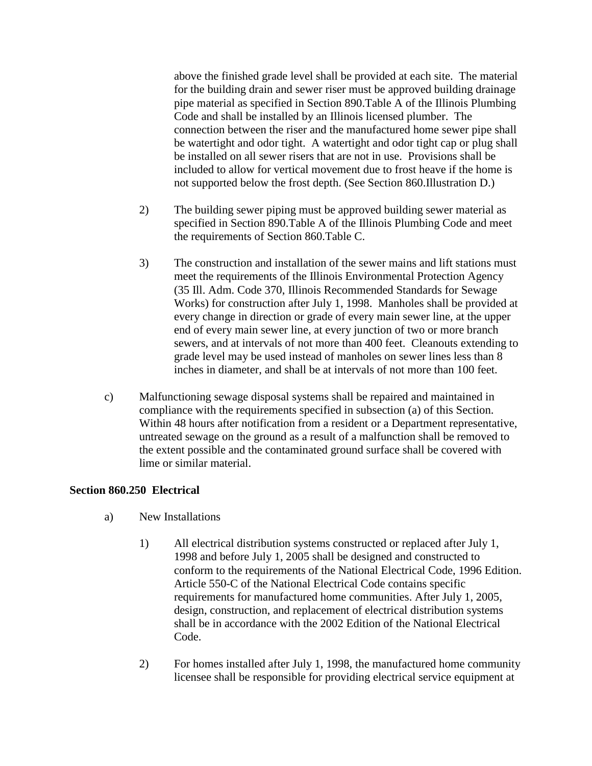above the finished grade level shall be provided at each site. The material for the building drain and sewer riser must be approved building drainage pipe material as specified in Section 890.Table A of the Illinois Plumbing Code and shall be installed by an Illinois licensed plumber. The connection between the riser and the manufactured home sewer pipe shall be watertight and odor tight. A watertight and odor tight cap or plug shall be installed on all sewer risers that are not in use. Provisions shall be included to allow for vertical movement due to frost heave if the home is not supported below the frost depth. (See Section 860.Illustration D.)

2) The building sewer piping must be approved building sewer material as specified in Section 890.Table A of the Illinois Plumbing Code and meet the requirements of Section 860.Table C.

3) The construction and installation of the sewer mains and lift stations must meet the requirements of the Illinois Environmental Protection Agency (35 Ill. Adm. Code 370, Illinois Recommended Standards for Sewage Works) for construction after July 1, 1998. Manholes shall be provided at every change in direction or grade of every main sewer line, at the upper end of every main sewer line, at every junction of two or more branch sewers, and at intervals of not more than 400 feet. Cleanouts extending to grade level may be used instead of manholes on sewer lines less than 8 inches in diameter, and shall be at intervals of not more than 100 feet.

c) Malfunctioning sewage disposal systems shall be repaired and maintained in compliance with the requirements specified in subsection (a) of this Section. Within 48 hours after notification from a resident or a Department representative, untreated sewage on the ground as a result of a malfunction shall be removed to the extent possible and the contaminated ground surface shall be covered with lime or similar material.

**Section 860.250 Electrical**

a) New Installations

1) All electrical distribution systems constructed or replaced after July 1, 1998 and before July 1, 2005 shall be designed and constructed to conform to the requirements of the National Electrical Code, 1996 Edition. Article 550-C of the National Electrical Code contains specific requirements for manufactured home communities. After July 1, 2005, design, construction, and replacement of electrical distribution systems shall be in accordance with the 2002 Edition of the National Electrical Code.

2) For homes installed after July 1, 1998, the manufactured home community licensee shall be responsible for providing electrical service equipment at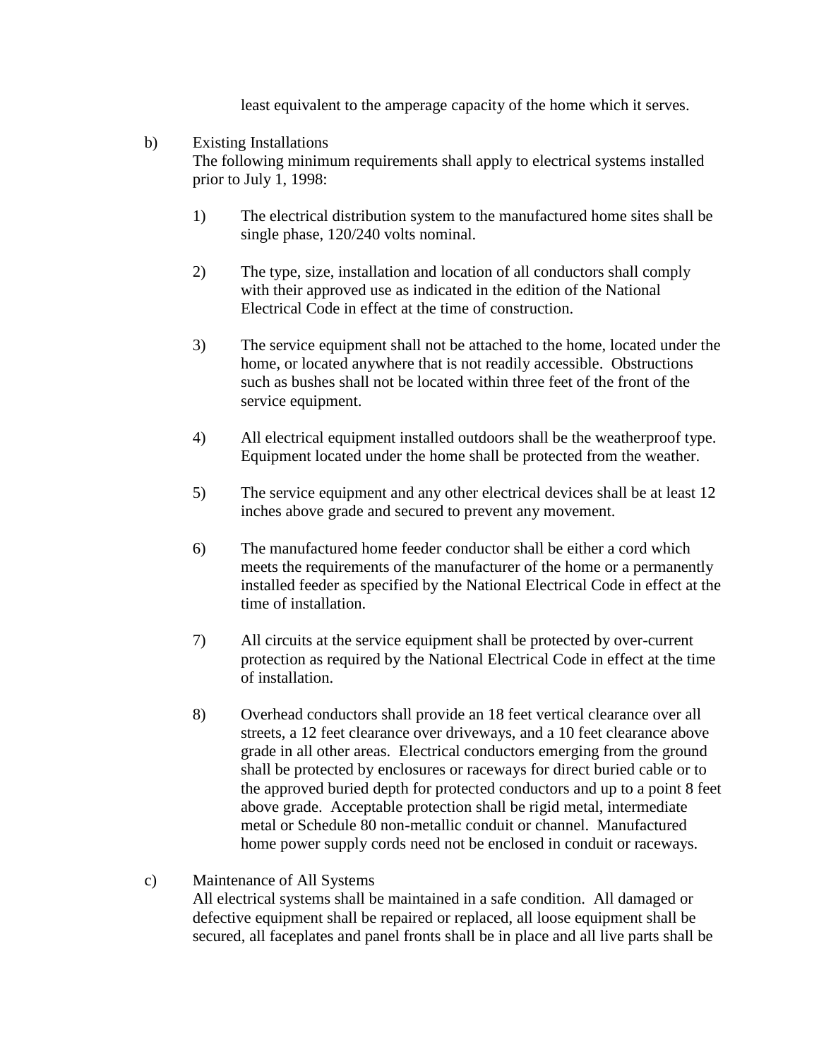least equivalent to the amperage capacity of the home which it serves.

b) Existing Installations
The following minimum requirements shall apply to electrical systems installed prior to July 1, 1998:

1) The electrical distribution system to the manufactured home sites shall be single phase, 120/240 volts nominal.

2) The type, size, installation and location of all conductors shall comply with their approved use as indicated in the edition of the National Electrical Code in effect at the time of construction.

3) The service equipment shall not be attached to the home, located under the home, or located anywhere that is not readily accessible. Obstructions such as bushes shall not be located within three feet of the front of the service equipment.

4) All electrical equipment installed outdoors shall be the weatherproof type. Equipment located under the home shall be protected from the weather.

5) The service equipment and any other electrical devices shall be at least 12 inches above grade and secured to prevent any movement.

6) The manufactured home feeder conductor shall be either a cord which meets the requirements of the manufacturer of the home or a permanently installed feeder as specified by the National Electrical Code in effect at the time of installation.

7) All circuits at the service equipment shall be protected by over-current protection as required by the National Electrical Code in effect at the time of installation.

8) Overhead conductors shall provide an 18 feet vertical clearance over all streets, a 12 feet clearance over driveways, and a 10 feet clearance above grade in all other areas. Electrical conductors emerging from the ground shall be protected by enclosures or raceways for direct buried cable or to the approved buried depth for protected conductors and up to a point 8 feet above grade. Acceptable protection shall be rigid metal, intermediate metal or Schedule 80 non-metallic conduit or channel. Manufactured home power supply cords need not be enclosed in conduit or raceways.

c) Maintenance of All Systems
All electrical systems shall be maintained in a safe condition. All damaged or defective equipment shall be repaired or replaced, all loose equipment shall be secured, all faceplates and panel fronts shall be in place and all live parts shall be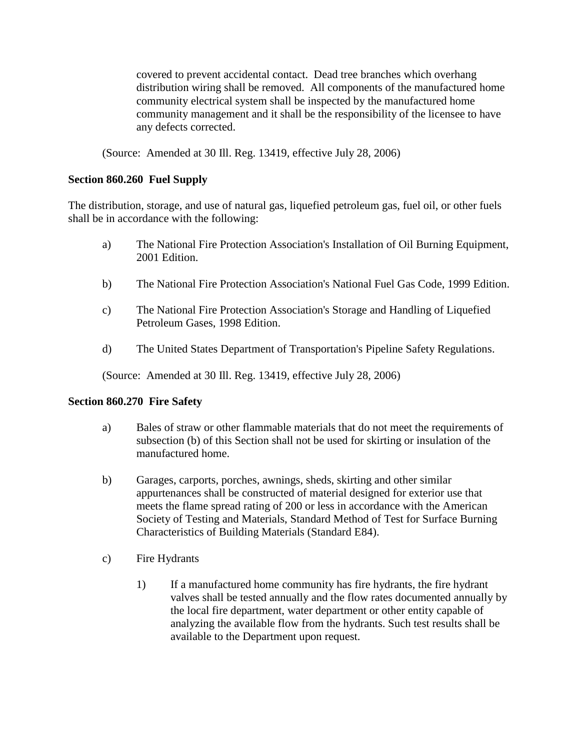covered to prevent accidental contact. Dead tree branches which overhang distribution wiring shall be removed. All components of the manufactured home community electrical system shall be inspected by the manufactured home community management and it shall be the responsibility of the licensee to have any defects corrected.

(Source: Amended at 30 Ill. Reg. 13419, effective July 28, 2006)

**Section 860.260 Fuel Supply**

The distribution, storage, and use of natural gas, liquefied petroleum gas, fuel oil, or other fuels shall be in accordance with the following:

a) The National Fire Protection Association's Installation of Oil Burning Equipment, 2001 Edition.

b) The National Fire Protection Association's National Fuel Gas Code, 1999 Edition.

c) The National Fire Protection Association's Storage and Handling of Liquefied Petroleum Gases, 1998 Edition.

d) The United States Department of Transportation's Pipeline Safety Regulations.

(Source: Amended at 30 Ill. Reg. 13419, effective July 28, 2006)

**Section 860.270 Fire Safety**

a) Bales of straw or other flammable materials that do not meet the requirements of subsection (b) of this Section shall not be used for skirting or insulation of the manufactured home.

b) Garages, carports, porches, awnings, sheds, skirting and other similar appurtenances shall be constructed of material designed for exterior use that meets the flame spread rating of 200 or less in accordance with the American Society of Testing and Materials, Standard Method of Test for Surface Burning Characteristics of Building Materials (Standard E84).

c) Fire Hydrants

1) If a manufactured home community has fire hydrants, the fire hydrant valves shall be tested annually and the flow rates documented annually by the local fire department, water department or other entity capable of analyzing the available flow from the hydrants. Such test results shall be available to the Department upon request.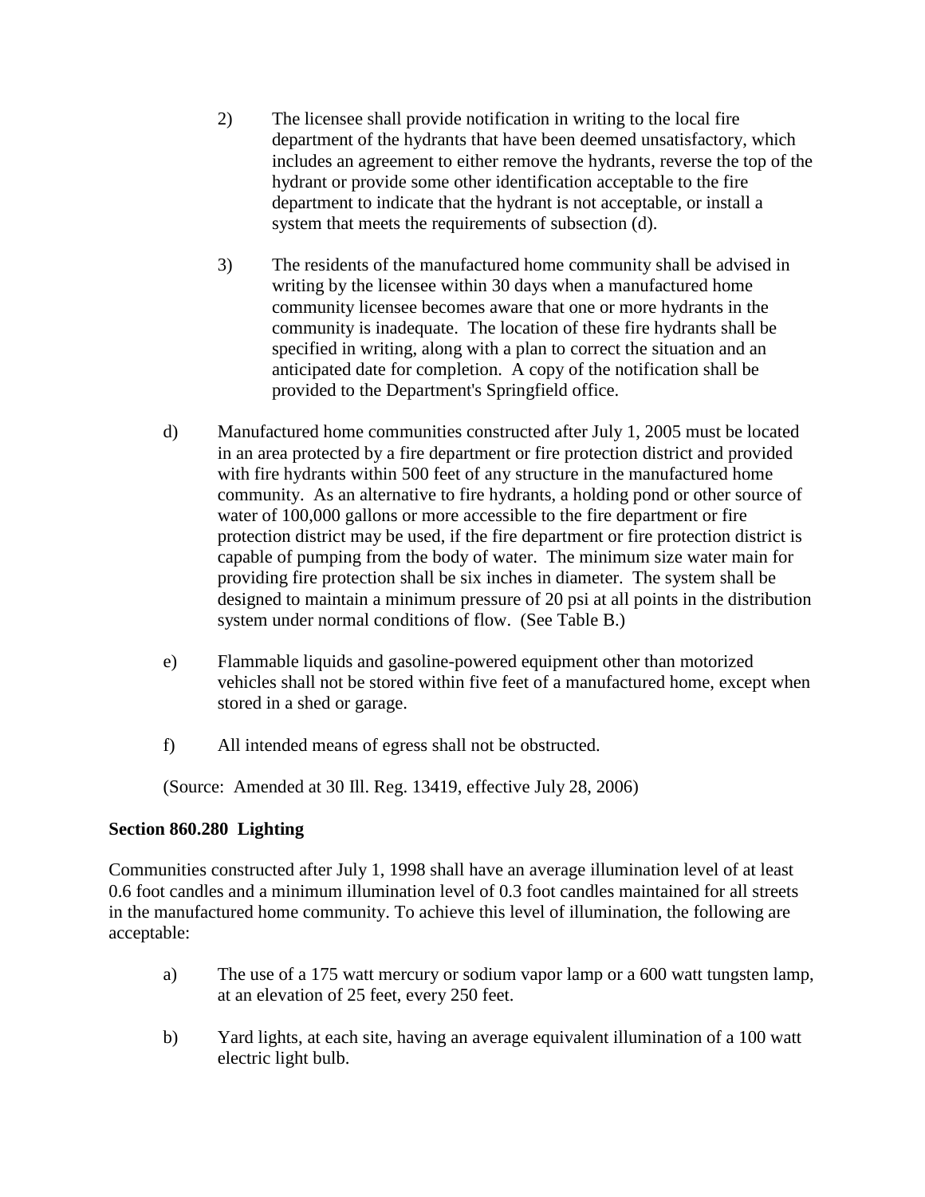2) The licensee shall provide notification in writing to the local fire department of the hydrants that have been deemed unsatisfactory, which includes an agreement to either remove the hydrants, reverse the top of the hydrant or provide some other identification acceptable to the fire department to indicate that the hydrant is not acceptable, or install a system that meets the requirements of subsection (d).

3) The residents of the manufactured home community shall be advised in writing by the licensee within 30 days when a manufactured home community licensee becomes aware that one or more hydrants in the community is inadequate. The location of these fire hydrants shall be specified in writing, along with a plan to correct the situation and an anticipated date for completion. A copy of the notification shall be provided to the Department's Springfield office.

d) Manufactured home communities constructed after July 1, 2005 must be located in an area protected by a fire department or fire protection district and provided with fire hydrants within 500 feet of any structure in the manufactured home community. As an alternative to fire hydrants, a holding pond or other source of water of 100,000 gallons or more accessible to the fire department or fire protection district may be used, if the fire department or fire protection district is capable of pumping from the body of water. The minimum size water main for providing fire protection shall be six inches in diameter. The system shall be designed to maintain a minimum pressure of 20 psi at all points in the distribution system under normal conditions of flow. (See Table B.)

e) Flammable liquids and gasoline-powered equipment other than motorized vehicles shall not be stored within five feet of a manufactured home, except when stored in a shed or garage.

f) All intended means of egress shall not be obstructed.

(Source: Amended at 30 Ill. Reg. 13419, effective July 28, 2006)

**Section 860.280 Lighting**

Communities constructed after July 1, 1998 shall have an average illumination level of at least 0.6 foot candles and a minimum illumination level of 0.3 foot candles maintained for all streets in the manufactured home community. To achieve this level of illumination, the following are acceptable:

a) The use of a 175 watt mercury or sodium vapor lamp or a 600 watt tungsten lamp, at an elevation of 25 feet, every 250 feet.

b) Yard lights, at each site, having an average equivalent illumination of a 100 watt electric light bulb.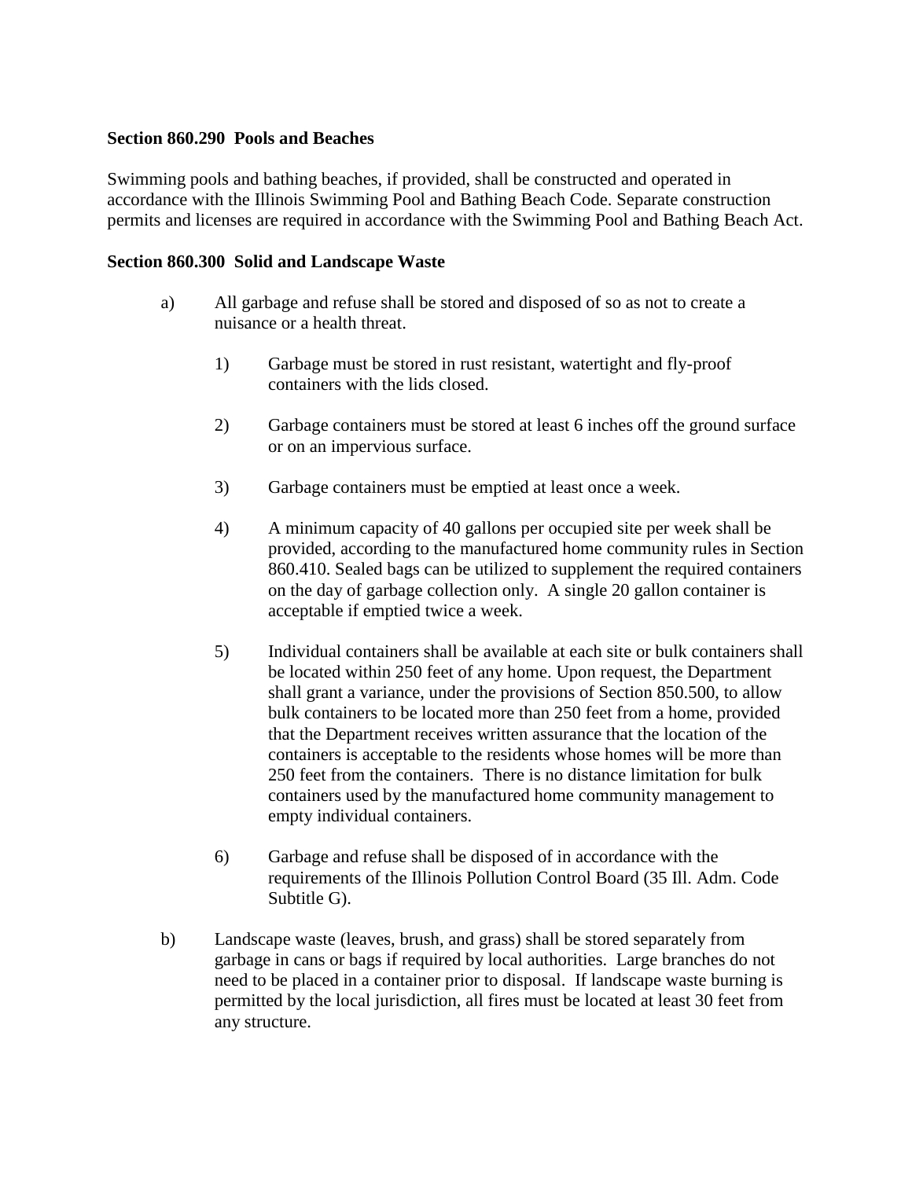**Section 860.290 Pools and Beaches**

Swimming pools and bathing beaches, if provided, shall be constructed and operated in accordance with the Illinois Swimming Pool and Bathing Beach Code. Separate construction permits and licenses are required in accordance with the Swimming Pool and Bathing Beach Act.

**Section 860.300 Solid and Landscape Waste**

a) All garbage and refuse shall be stored and disposed of so as not to create a nuisance or a health threat.

  1) Garbage must be stored in rust resistant, watertight and fly-proof containers with the lids closed.

  2) Garbage containers must be stored at least 6 inches off the ground surface or on an impervious surface.

  3) Garbage containers must be emptied at least once a week.

  4) A minimum capacity of 40 gallons per occupied site per week shall be provided, according to the manufactured home community rules in Section 860.410. Sealed bags can be utilized to supplement the required containers on the day of garbage collection only. A single 20 gallon container is acceptable if emptied twice a week.

  5) Individual containers shall be available at each site or bulk containers shall be located within 250 feet of any home. Upon request, the Department shall grant a variance, under the provisions of Section 850.500, to allow bulk containers to be located more than 250 feet from a home, provided that the Department receives written assurance that the location of the containers is acceptable to the residents whose homes will be more than 250 feet from the containers. There is no distance limitation for bulk containers used by the manufactured home community management to empty individual containers.

  6) Garbage and refuse shall be disposed of in accordance with the requirements of the Illinois Pollution Control Board (35 Ill. Adm. Code Subtitle G).

b) Landscape waste (leaves, brush, and grass) shall be stored separately from garbage in cans or bags if required by local authorities. Large branches do not need to be placed in a container prior to disposal. If landscape waste burning is permitted by the local jurisdiction, all fires must be located at least 30 feet from any structure.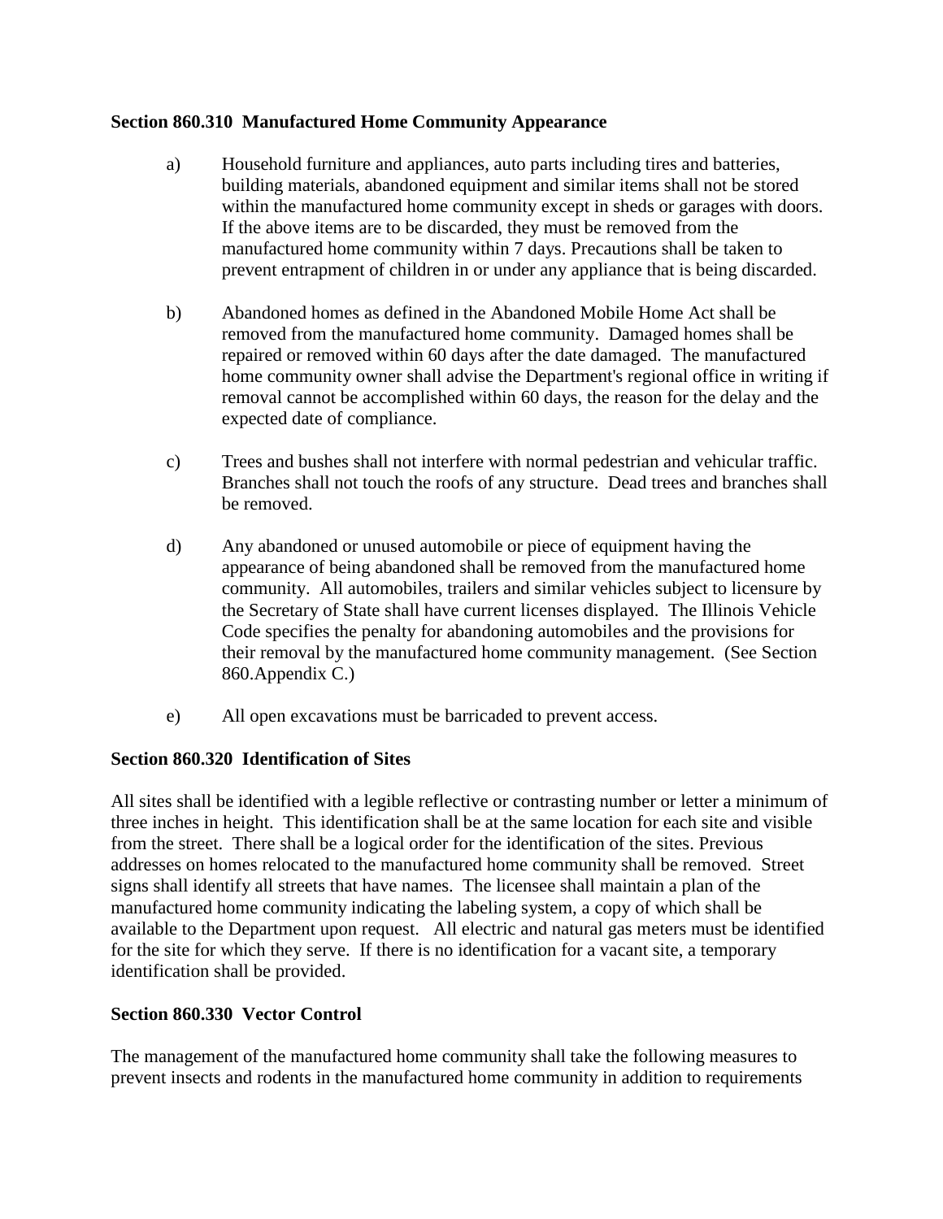**Section 860.310 Manufactured Home Community Appearance**

a) Household furniture and appliances, auto parts including tires and batteries, building materials, abandoned equipment and similar items shall not be stored within the manufactured home community except in sheds or garages with doors. If the above items are to be discarded, they must be removed from the manufactured home community within 7 days. Precautions shall be taken to prevent entrapment of children in or under any appliance that is being discarded.

b) Abandoned homes as defined in the Abandoned Mobile Home Act shall be removed from the manufactured home community. Damaged homes shall be repaired or removed within 60 days after the date damaged. The manufactured home community owner shall advise the Department's regional office in writing if removal cannot be accomplished within 60 days, the reason for the delay and the expected date of compliance.

c) Trees and bushes shall not interfere with normal pedestrian and vehicular traffic. Branches shall not touch the roofs of any structure. Dead trees and branches shall be removed.

d) Any abandoned or unused automobile or piece of equipment having the appearance of being abandoned shall be removed from the manufactured home community. All automobiles, trailers and similar vehicles subject to licensure by the Secretary of State shall have current licenses displayed. The Illinois Vehicle Code specifies the penalty for abandoning automobiles and the provisions for their removal by the manufactured home community management. (See Section 860.Appendix C.)

e) All open excavations must be barricaded to prevent access.

**Section 860.320 Identification of Sites**

All sites shall be identified with a legible reflective or contrasting number or letter a minimum of three inches in height. This identification shall be at the same location for each site and visible from the street. There shall be a logical order for the identification of the sites. Previous addresses on homes relocated to the manufactured home community shall be removed. Street signs shall identify all streets that have names. The licensee shall maintain a plan of the manufactured home community indicating the labeling system, a copy of which shall be available to the Department upon request. All electric and natural gas meters must be identified for the site for which they serve. If there is no identification for a vacant site, a temporary identification shall be provided.

**Section 860.330 Vector Control**

The management of the manufactured home community shall take the following measures to prevent insects and rodents in the manufactured home community in addition to requirements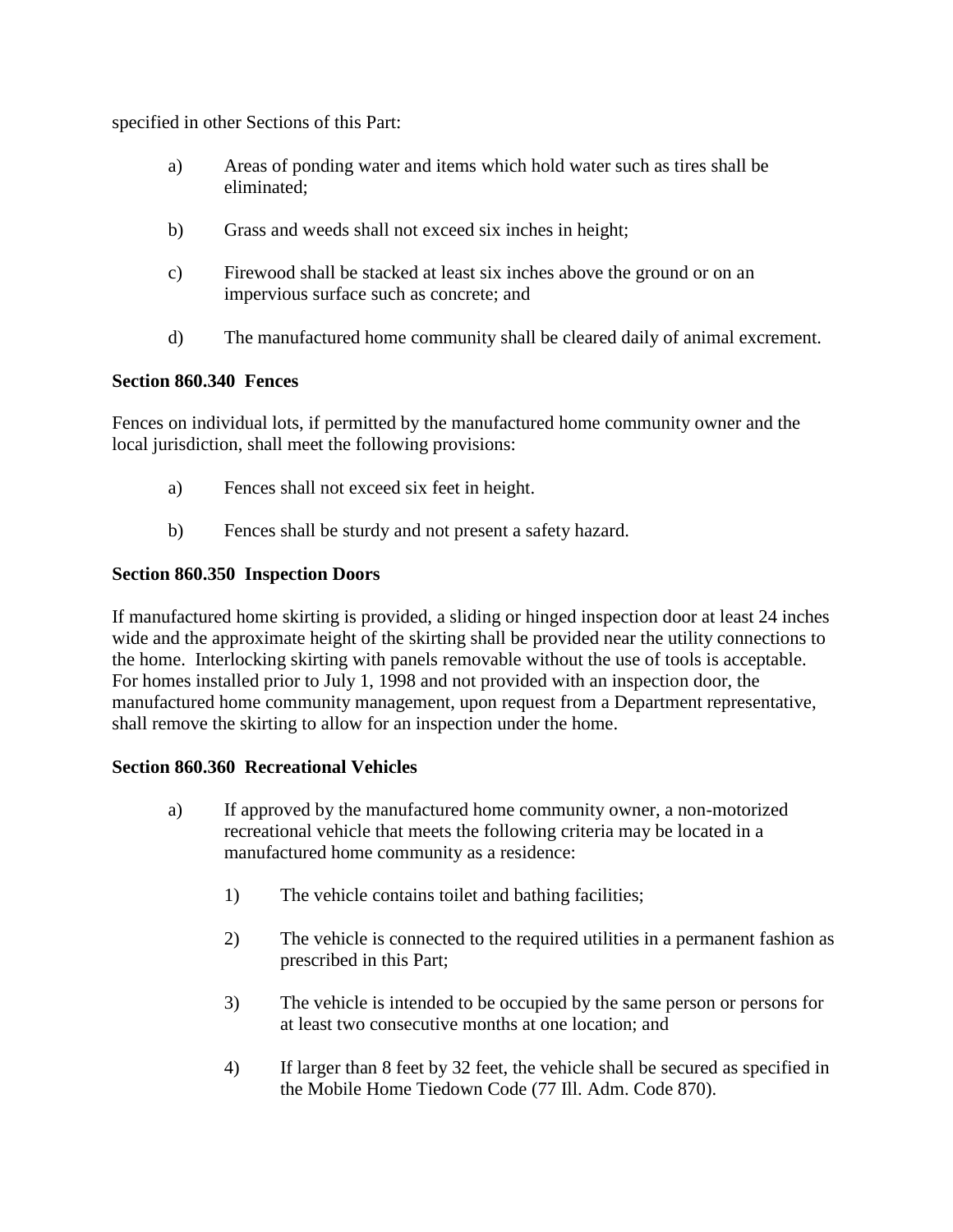specified in other Sections of this Part:

a) Areas of ponding water and items which hold water such as tires shall be eliminated;

b) Grass and weeds shall not exceed six inches in height;

c) Firewood shall be stacked at least six inches above the ground or on an impervious surface such as concrete; and

d) The manufactured home community shall be cleared daily of animal excrement.

**Section 860.340 Fences**

Fences on individual lots, if permitted by the manufactured home community owner and the local jurisdiction, shall meet the following provisions:

a) Fences shall not exceed six feet in height.

b) Fences shall be sturdy and not present a safety hazard.

**Section 860.350 Inspection Doors**

If manufactured home skirting is provided, a sliding or hinged inspection door at least 24 inches wide and the approximate height of the skirting shall be provided near the utility connections to the home. Interlocking skirting with panels removable without the use of tools is acceptable. For homes installed prior to July 1, 1998 and not provided with an inspection door, the manufactured home community management, upon request from a Department representative, shall remove the skirting to allow for an inspection under the home.

**Section 860.360 Recreational Vehicles**

a) If approved by the manufactured home community owner, a non-motorized recreational vehicle that meets the following criteria may be located in a manufactured home community as a residence:

1) The vehicle contains toilet and bathing facilities;

2) The vehicle is connected to the required utilities in a permanent fashion as prescribed in this Part;

3) The vehicle is intended to be occupied by the same person or persons for at least two consecutive months at one location; and

4) If larger than 8 feet by 32 feet, the vehicle shall be secured as specified in the Mobile Home Tiedown Code (77 Ill. Adm. Code 870).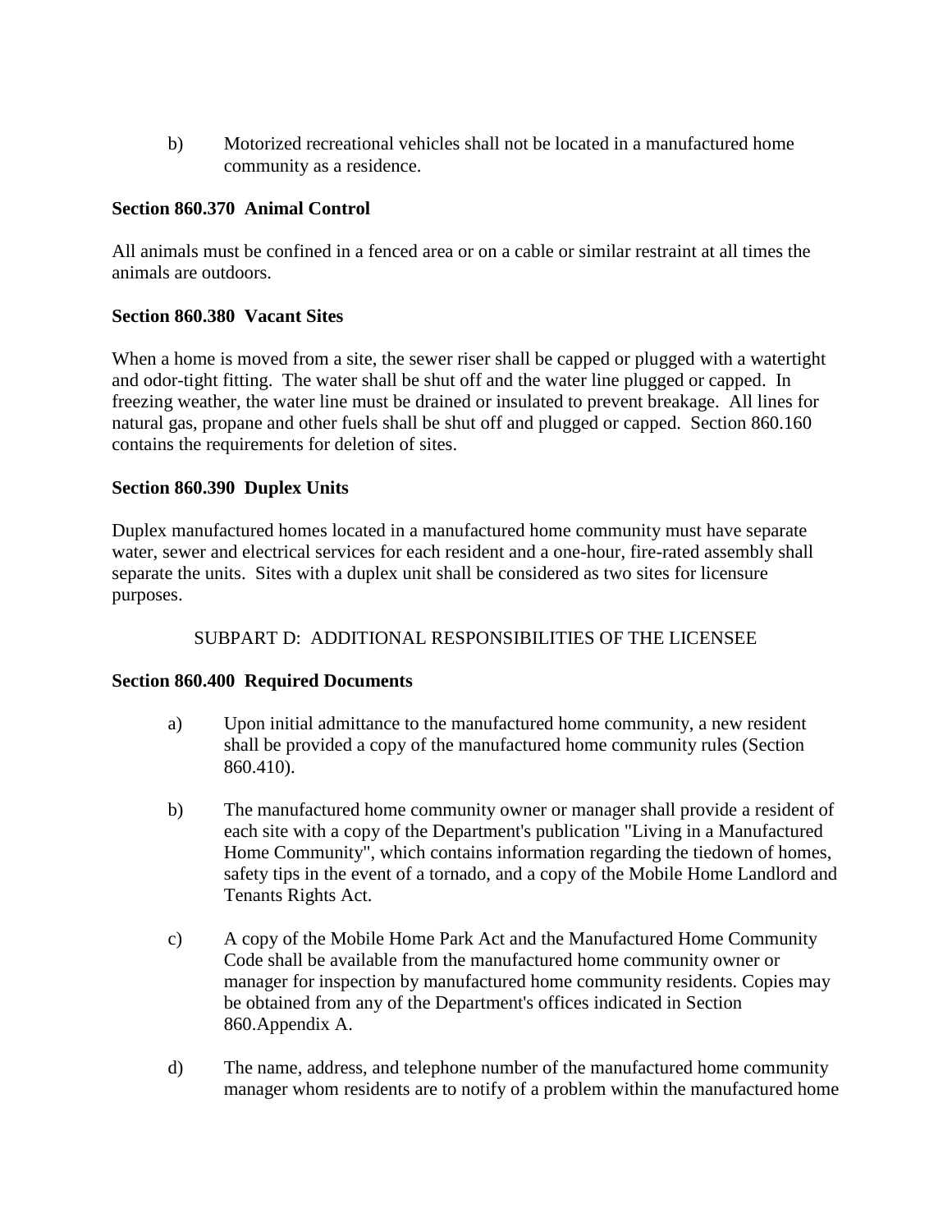b) Motorized recreational vehicles shall not be located in a manufactured home community as a residence.

**Section 860.370 Animal Control**

All animals must be confined in a fenced area or on a cable or similar restraint at all times the animals are outdoors.

**Section 860.380 Vacant Sites**

When a home is moved from a site, the sewer riser shall be capped or plugged with a watertight and odor-tight fitting. The water shall be shut off and the water line plugged or capped. In freezing weather, the water line must be drained or insulated to prevent breakage. All lines for natural gas, propane and other fuels shall be shut off and plugged or capped. Section 860.160 contains the requirements for deletion of sites.

**Section 860.390 Duplex Units**

Duplex manufactured homes located in a manufactured home community must have separate water, sewer and electrical services for each resident and a one-hour, fire-rated assembly shall separate the units. Sites with a duplex unit shall be considered as two sites for licensure purposes.

SUBPART D: ADDITIONAL RESPONSIBILITIES OF THE LICENSEE

**Section 860.400 Required Documents**

a) Upon initial admittance to the manufactured home community, a new resident shall be provided a copy of the manufactured home community rules (Section 860.410).

b) The manufactured home community owner or manager shall provide a resident of each site with a copy of the Department's publication "Living in a Manufactured Home Community", which contains information regarding the tiedown of homes, safety tips in the event of a tornado, and a copy of the Mobile Home Landlord and Tenants Rights Act.

c) A copy of the Mobile Home Park Act and the Manufactured Home Community Code shall be available from the manufactured home community owner or manager for inspection by manufactured home community residents. Copies may be obtained from any of the Department's offices indicated in Section 860.Appendix A.

d) The name, address, and telephone number of the manufactured home community manager whom residents are to notify of a problem within the manufactured home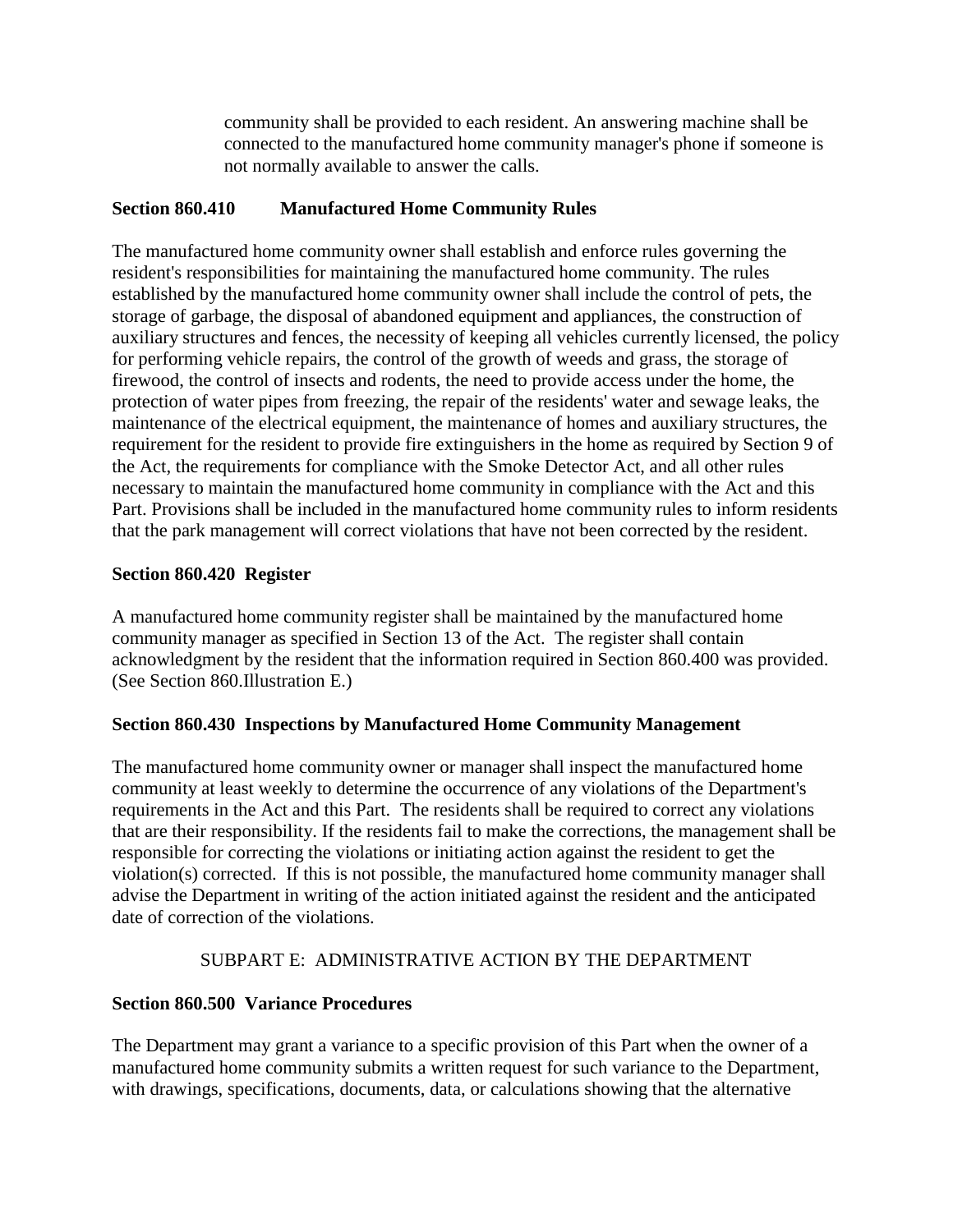community shall be provided to each resident. An answering machine shall be connected to the manufactured home community manager's phone if someone is not normally available to answer the calls.

**Section 860.410 Manufactured Home Community Rules**

The manufactured home community owner shall establish and enforce rules governing the resident's responsibilities for maintaining the manufactured home community. The rules established by the manufactured home community owner shall include the control of pets, the storage of garbage, the disposal of abandoned equipment and appliances, the construction of auxiliary structures and fences, the necessity of keeping all vehicles currently licensed, the policy for performing vehicle repairs, the control of the growth of weeds and grass, the storage of firewood, the control of insects and rodents, the need to provide access under the home, the protection of water pipes from freezing, the repair of the residents' water and sewage leaks, the maintenance of the electrical equipment, the maintenance of homes and auxiliary structures, the requirement for the resident to provide fire extinguishers in the home as required by Section 9 of the Act, the requirements for compliance with the Smoke Detector Act, and all other rules necessary to maintain the manufactured home community in compliance with the Act and this Part. Provisions shall be included in the manufactured home community rules to inform residents that the park management will correct violations that have not been corrected by the resident.

**Section 860.420 Register**

A manufactured home community register shall be maintained by the manufactured home community manager as specified in Section 13 of the Act. The register shall contain acknowledgment by the resident that the information required in Section 860.400 was provided. (See Section 860.Illustration E.)

**Section 860.430 Inspections by Manufactured Home Community Management**

The manufactured home community owner or manager shall inspect the manufactured home community at least weekly to determine the occurrence of any violations of the Department's requirements in the Act and this Part. The residents shall be required to correct any violations that are their responsibility. If the residents fail to make the corrections, the management shall be responsible for correcting the violations or initiating action against the resident to get the violation(s) corrected. If this is not possible, the manufactured home community manager shall advise the Department in writing of the action initiated against the resident and the anticipated date of correction of the violations.

SUBPART E: ADMINISTRATIVE ACTION BY THE DEPARTMENT

**Section 860.500 Variance Procedures**

The Department may grant a variance to a specific provision of this Part when the owner of a manufactured home community submits a written request for such variance to the Department, with drawings, specifications, documents, data, or calculations showing that the alternative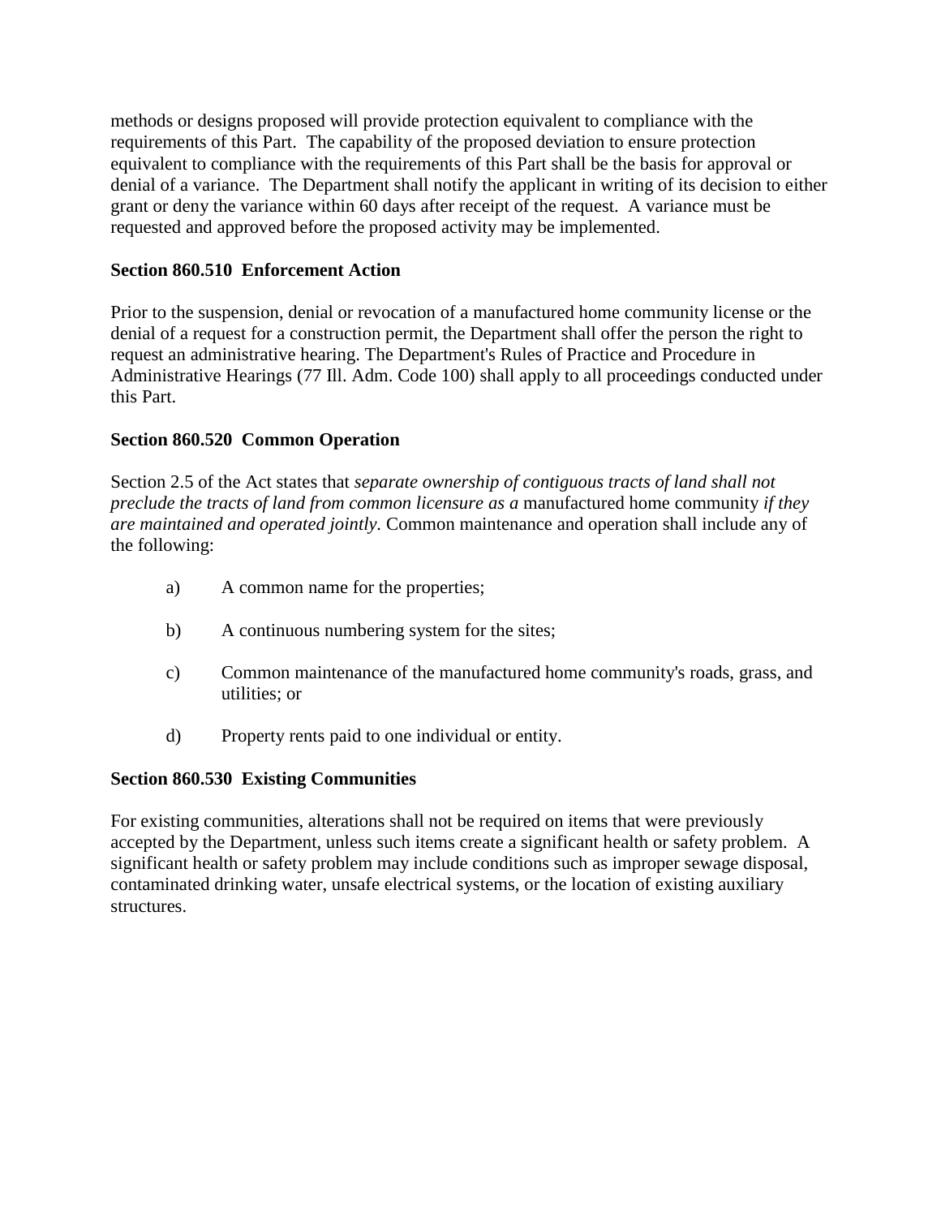methods or designs proposed will provide protection equivalent to compliance with the requirements of this Part. The capability of the proposed deviation to ensure protection equivalent to compliance with the requirements of this Part shall be the basis for approval or denial of a variance. The Department shall notify the applicant in writing of its decision to either grant or deny the variance within 60 days after receipt of the request. A variance must be requested and approved before the proposed activity may be implemented.

**Section 860.510 Enforcement Action**

Prior to the suspension, denial or revocation of a manufactured home community license or the denial of a request for a construction permit, the Department shall offer the person the right to request an administrative hearing. The Department's Rules of Practice and Procedure in Administrative Hearings (77 Ill. Adm. Code 100) shall apply to all proceedings conducted under this Part.

**Section 860.520 Common Operation**

Section 2.5 of the Act states that *separate ownership of contiguous tracts of land shall not preclude the tracts of land from common licensure as a* manufactured home community *if they are maintained and operated jointly.* Common maintenance and operation shall include any of the following:

a) A common name for the properties;

b) A continuous numbering system for the sites;

c) Common maintenance of the manufactured home community's roads, grass, and utilities; or

d) Property rents paid to one individual or entity.

**Section 860.530 Existing Communities**

For existing communities, alterations shall not be required on items that were previously accepted by the Department, unless such items create a significant health or safety problem. A significant health or safety problem may include conditions such as improper sewage disposal, contaminated drinking water, unsafe electrical systems, or the location of existing auxiliary structures.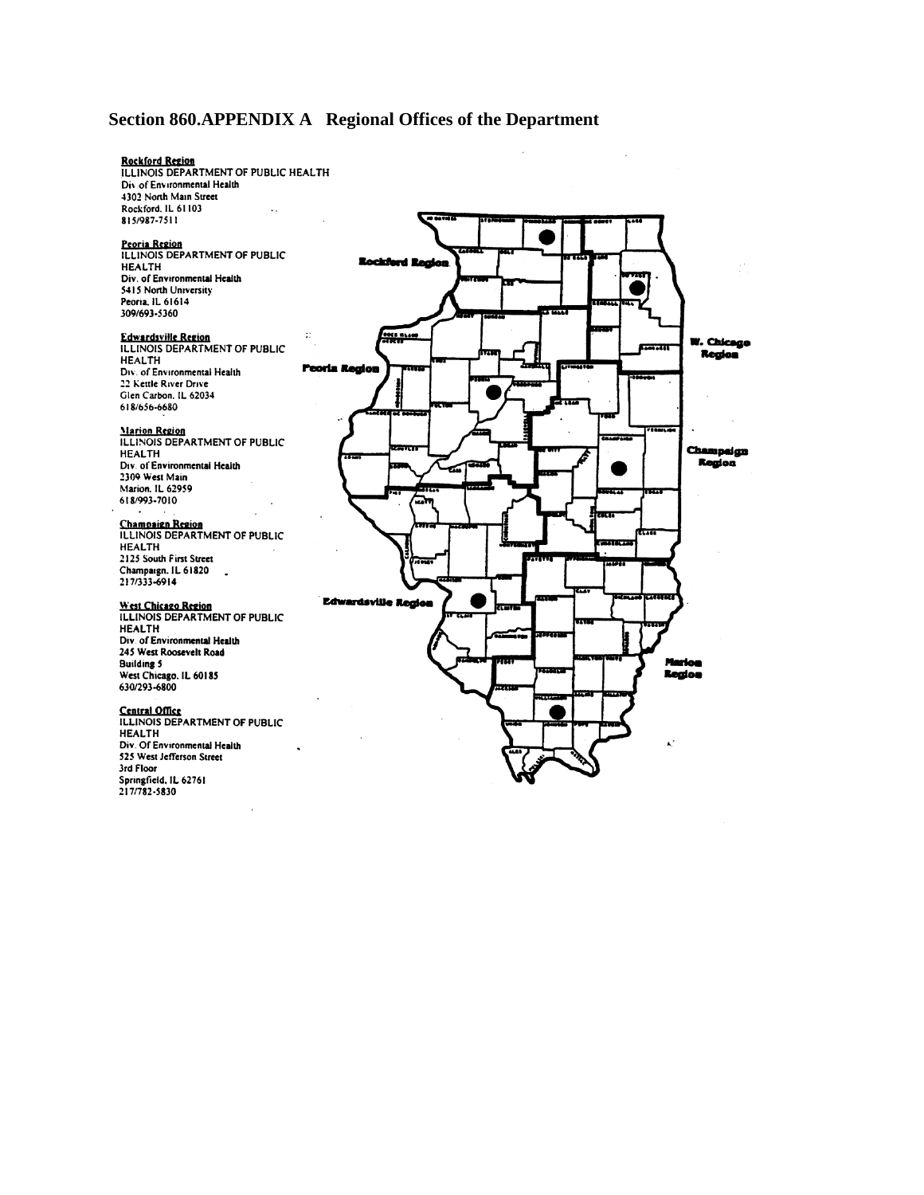## Section 860.APPENDIX A Regional Offices of the Department

**Rockford Region**
ILLINOIS DEPARTMENT OF PUBLIC HEALTH
Div. of Environmental Health
4302 North Main Street
Rockford, IL 61103
815/987-7511

**Peoria Region**
ILLINOIS DEPARTMENT OF PUBLIC HEALTH
Div. of Environmental Health
5415 North University
Peoria, IL 61614
309/693-5360

**Edwardsville Region**
ILLINOIS DEPARTMENT OF PUBLIC HEALTH
Div. of Environmental Health
22 Kettle River Drive
Glen Carbon, IL 62034
618/656-6680

**Marion Region**
ILLINOIS DEPARTMENT OF PUBLIC HEALTH
Div. of Environmental Health
2309 West Main
Marion, IL 62959
618/993-7010

**Champaign Region**
ILLINOIS DEPARTMENT OF PUBLIC HEALTH
2125 South First Street
Champaign, IL 61820
217/333-6914

**West Chicago Region**
ILLINOIS DEPARTMENT OF PUBLIC HEALTH
Div. of Environmental Health
245 West Roosevelt Road
Building 5
West Chicago, IL 60185
630/293-6800

**Central Office**
ILLINOIS DEPARTMENT OF PUBLIC HEALTH
Div. Of Environmental Health
525 West Jefferson Street
3rd Floor
Springfield, IL 62761
217/782-5830

Rockford Region

W. Chicago Region

Peoria Region

Champaign Region

Edwardsville Region

Marion Region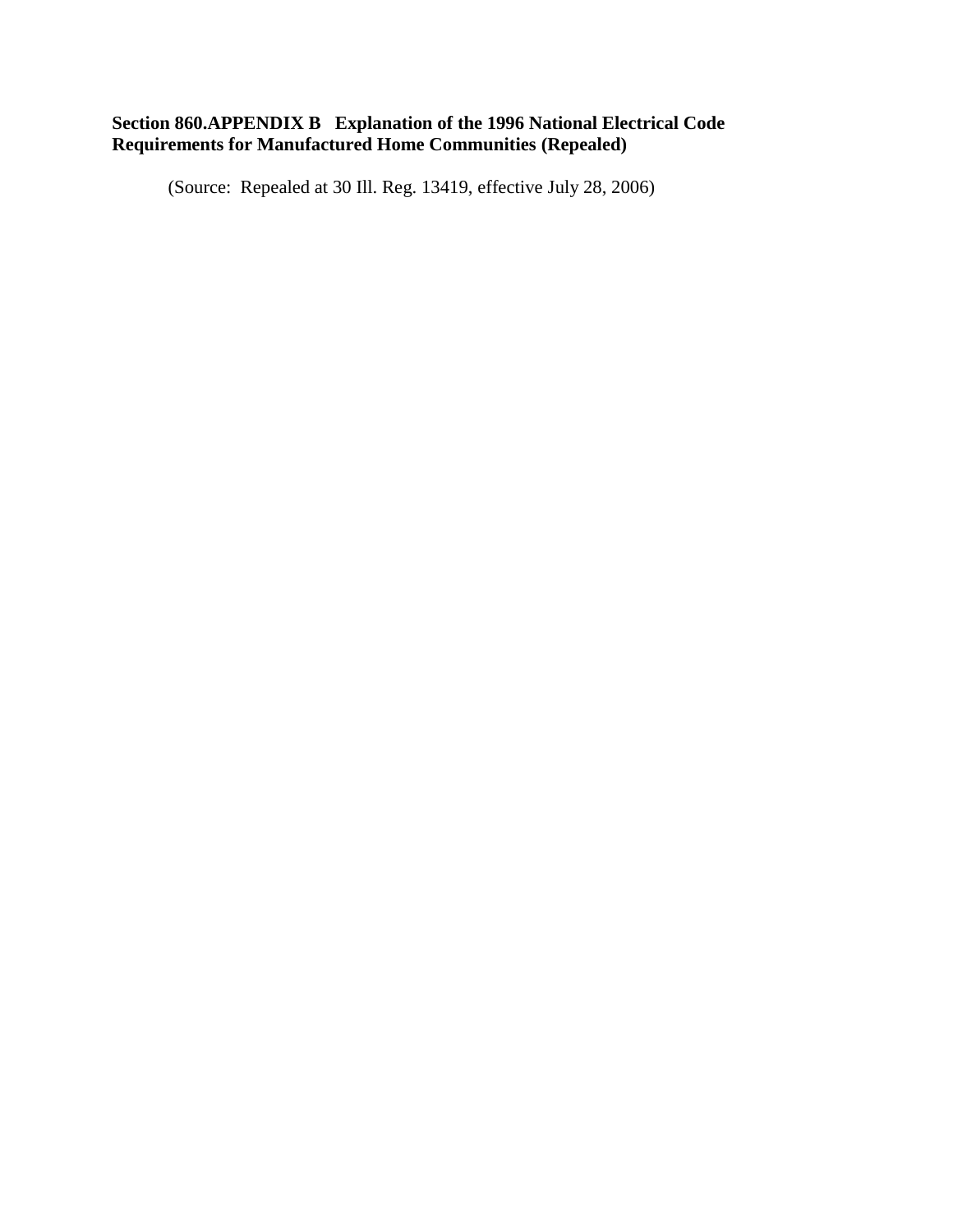**Section 860.APPENDIX B Explanation of the 1996 National Electrical Code Requirements for Manufactured Home Communities (Repealed)**

(Source: Repealed at 30 Ill. Reg. 13419, effective July 28, 2006)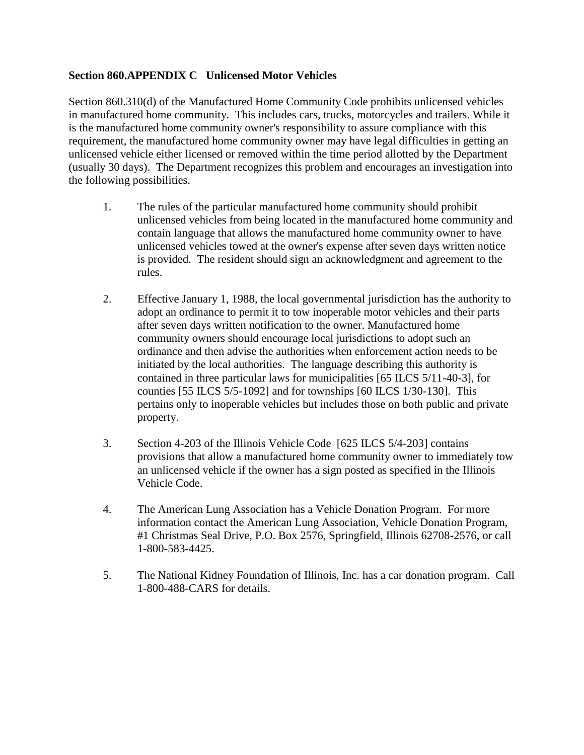**Section 860.APPENDIX C   Unlicensed Motor Vehicles**

Section 860.310(d) of the Manufactured Home Community Code prohibits unlicensed vehicles in manufactured home community. This includes cars, trucks, motorcycles and trailers. While it is the manufactured home community owner's responsibility to assure compliance with this requirement, the manufactured home community owner may have legal difficulties in getting an unlicensed vehicle either licensed or removed within the time period allotted by the Department (usually 30 days). The Department recognizes this problem and encourages an investigation into the following possibilities.

1. The rules of the particular manufactured home community should prohibit unlicensed vehicles from being located in the manufactured home community and contain language that allows the manufactured home community owner to have unlicensed vehicles towed at the owner's expense after seven days written notice is provided. The resident should sign an acknowledgment and agreement to the rules.

2. Effective January 1, 1988, the local governmental jurisdiction has the authority to adopt an ordinance to permit it to tow inoperable motor vehicles and their parts after seven days written notification to the owner. Manufactured home community owners should encourage local jurisdictions to adopt such an ordinance and then advise the authorities when enforcement action needs to be initiated by the local authorities. The language describing this authority is contained in three particular laws for municipalities [65 ILCS 5/11-40-3], for counties [55 ILCS 5/5-1092] and for townships [60 ILCS 1/30-130]. This pertains only to inoperable vehicles but includes those on both public and private property.

3. Section 4-203 of the Illinois Vehicle Code [625 ILCS 5/4-203] contains provisions that allow a manufactured home community owner to immediately tow an unlicensed vehicle if the owner has a sign posted as specified in the Illinois Vehicle Code.

4. The American Lung Association has a Vehicle Donation Program. For more information contact the American Lung Association, Vehicle Donation Program, #1 Christmas Seal Drive, P.O. Box 2576, Springfield, Illinois 62708-2576, or call 1-800-583-4425.

5. The National Kidney Foundation of Illinois, Inc. has a car donation program. Call 1-800-488-CARS for details.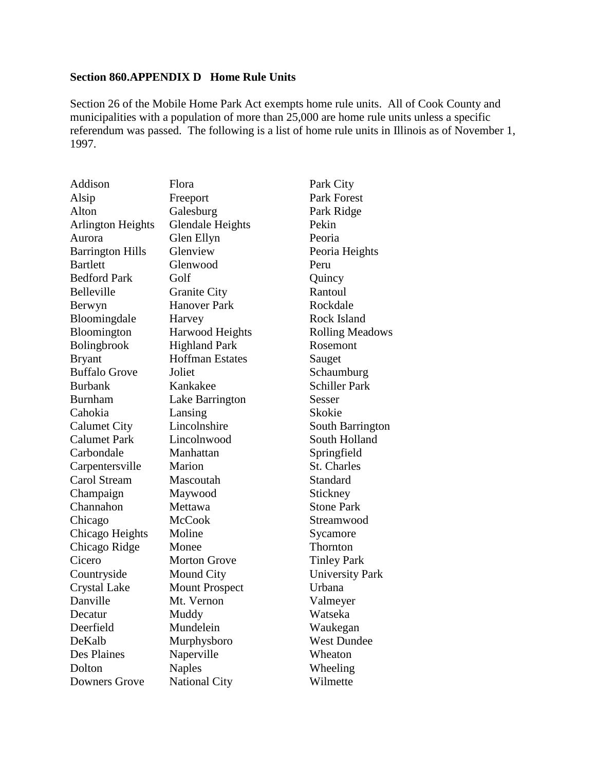**Section 860.APPENDIX D   Home Rule Units**

Section 26 of the Mobile Home Park Act exempts home rule units. All of Cook County and municipalities with a population of more than 25,000 are home rule units unless a specific referendum was passed. The following is a list of home rule units in Illinois as of November 1, 1997.

Addison
Alsip
Alton
Arlington Heights
Aurora
Barrington Hills
Bartlett
Bedford Park
Belleville
Berwyn
Bloomingdale
Bloomington
Bolingbrook
Bryant
Buffalo Grove
Burbank
Burnham
Cahokia
Calumet City
Calumet Park
Carbondale
Carpentersville
Carol Stream
Champaign
Channahon
Chicago
Chicago Heights
Chicago Ridge
Cicero
Countryside
Crystal Lake
Danville
Decatur
Deerfield
DeKalb
Des Plaines
Dolton
Downers Grove
Flora
Freeport
Galesburg
Glendale Heights
Glen Ellyn
Glenview
Glenwood
Golf
Granite City
Hanover Park
Harvey
Harwood Heights
Highland Park
Hoffman Estates
Joliet
Kankakee
Lake Barrington
Lansing
Lincolnshire
Lincolnwood
Manhattan
Marion
Mascoutah
Maywood
Mettawa
McCook
Moline
Monee
Morton Grove
Mound City
Mount Prospect
Mt. Vernon
Muddy
Mundelein
Murphysboro
Naperville
Naples
National City
Park City
Park Forest
Park Ridge
Pekin
Peoria
Peoria Heights
Peru
Quincy
Rantoul
Rockdale
Rock Island
Rolling Meadows
Rosemont
Sauget
Schaumburg
Schiller Park
Sesser
Skokie
South Barrington
South Holland
Springfield
St. Charles
Standard
Stickney
Stone Park
Streamwood
Sycamore
Thornton
Tinley Park
University Park
Urbana
Valmeyer
Watseka
Waukegan
West Dundee
Wheaton
Wheeling
Wilmette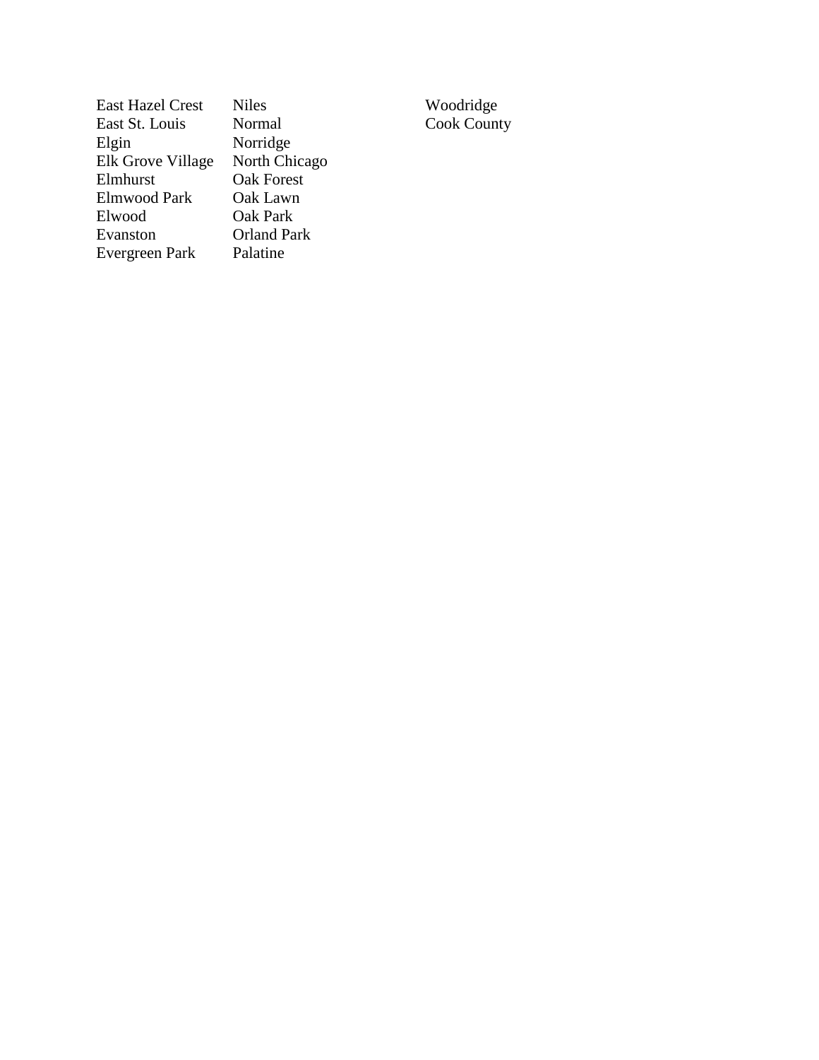East Hazel Crest
East St. Louis
Elgin
Elk Grove Village
Elmhurst
Elmwood Park
Elwood
Evanston
Evergreen Park
Niles
Normal
Norridge
North Chicago
Oak Forest
Oak Lawn
Oak Park
Orland Park
Palatine
Woodridge
Cook County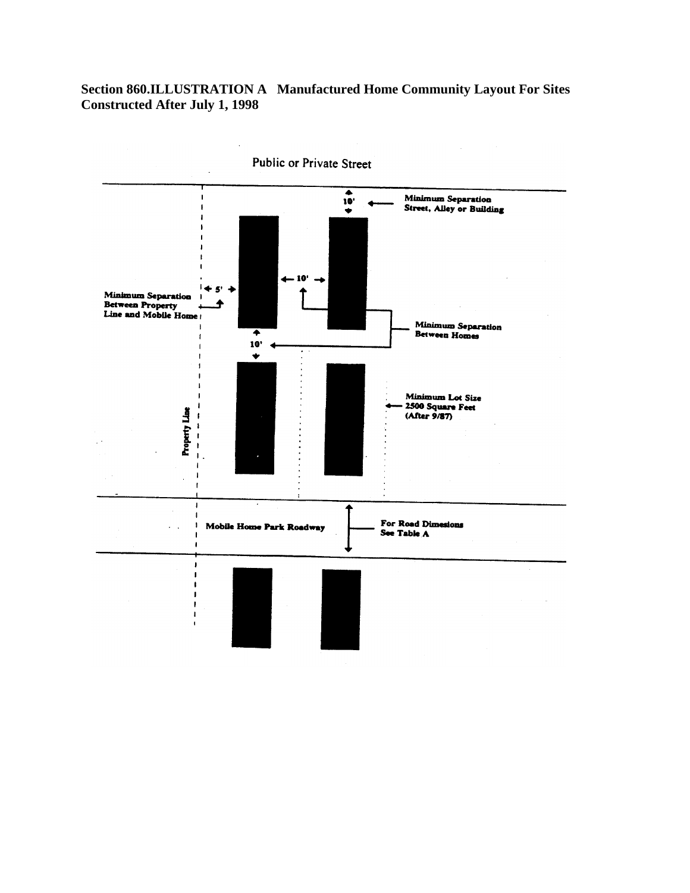**Section 860.ILLUSTRATION A Manufactured Home Community Layout For Sites Constructed After July 1, 1998**

Public or Private Street

10'

Minimum Separation Street, Alley or Building

5'

10'

Minimum Separation Between Property Line and Mobile Home

Minimum Separation Between Homes

10'

Minimum Lot Size 2500 Square Feet (After 9/87)

Property Line

Mobile Home Park Roadway

For Road Dimesions See Table A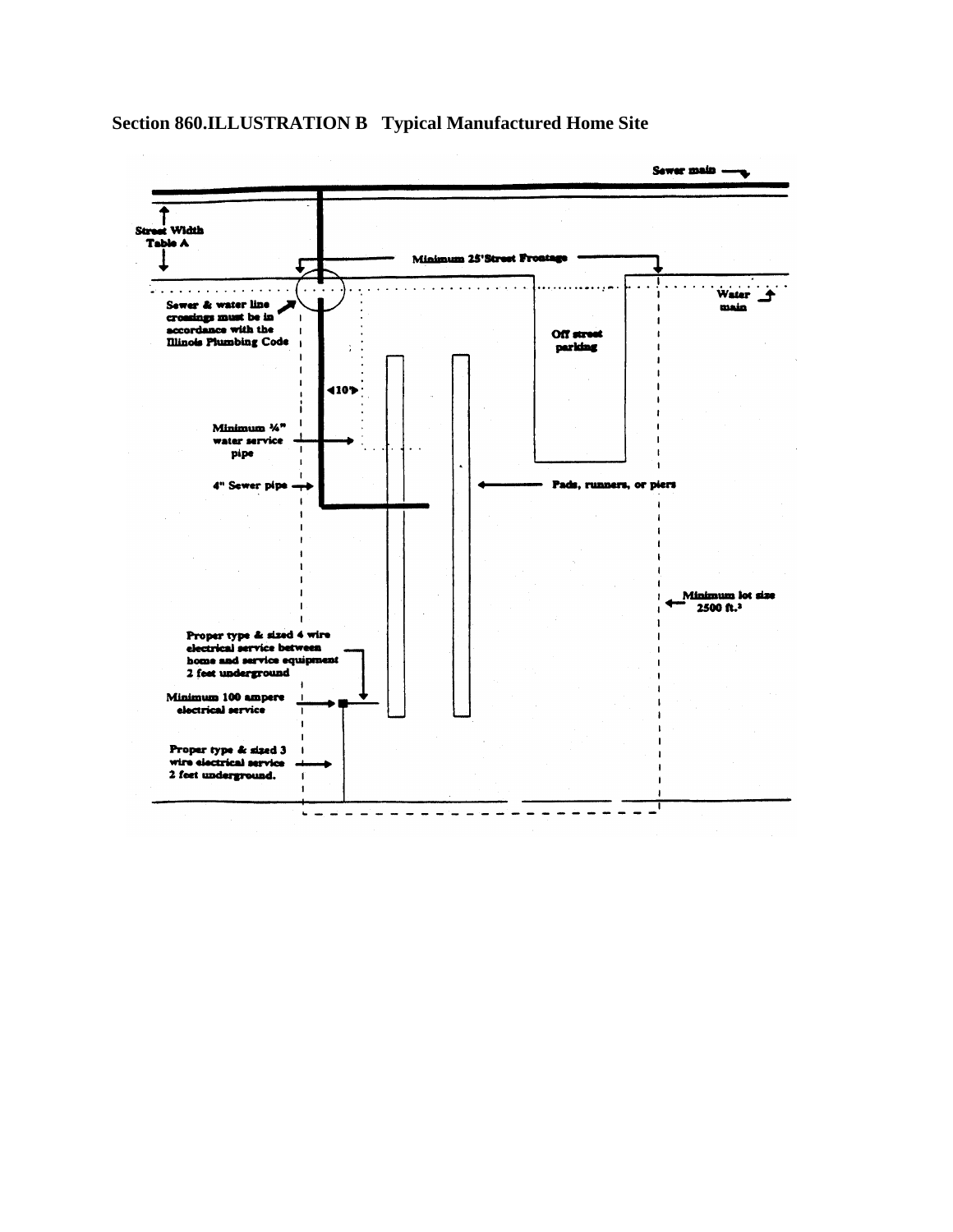**Section 860.ILLUSTRATION B Typical Manufactured Home Site**

Sewer main

Street Width Table A

Minimum 25' Street Frontage

Water main

Sewer & water line crossings must be in accordance with the Illinois Plumbing Code

Off street parking

10'

Minimum ¾" water service pipe

4" Sewer pipe

Pads, runners, or piers

Minimum lot size 2500 ft.²

Proper type & sized 4 wire electrical service between home and service equipment 2 feet underground

Minimum 100 ampere electrical service

Proper type & sized 3 wire electrical service 2 feet underground.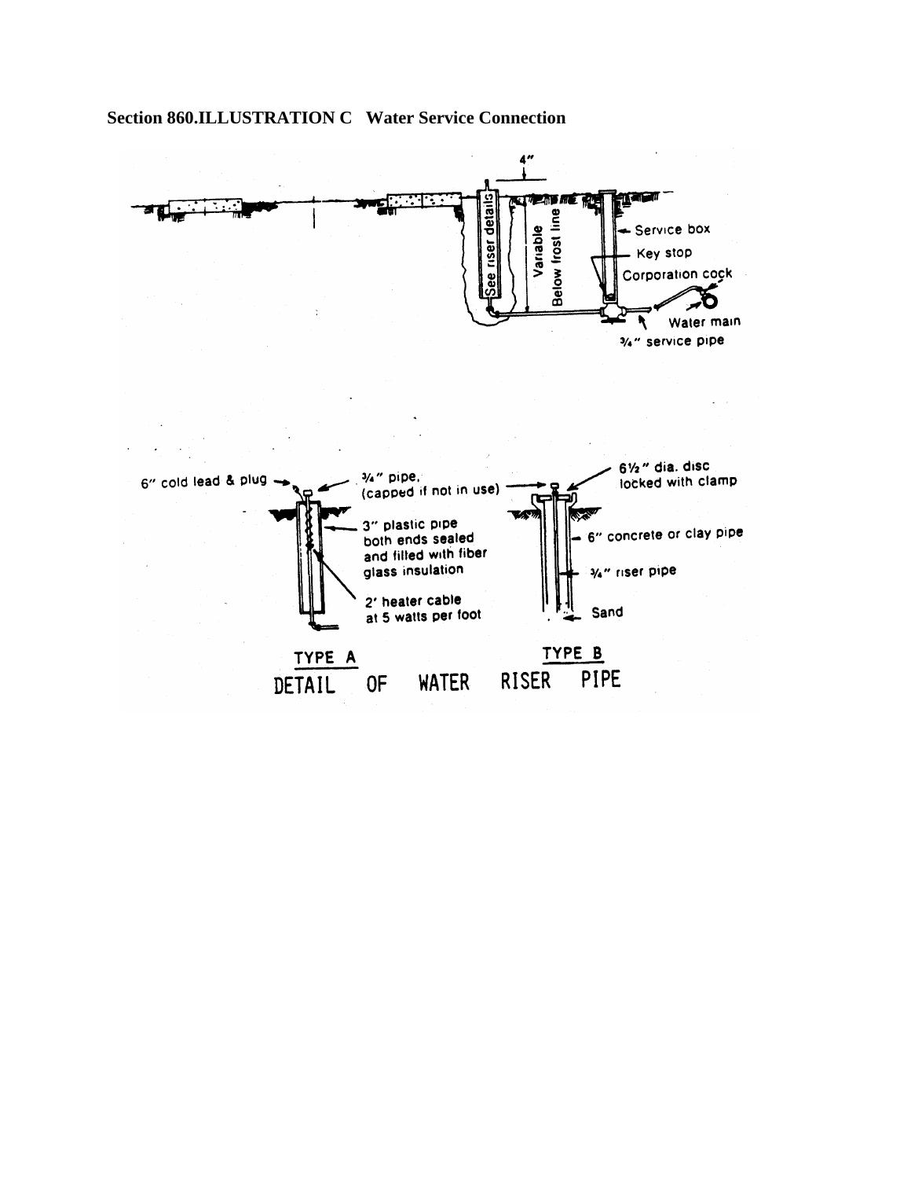**Section 860.ILLUSTRATION C Water Service Connection**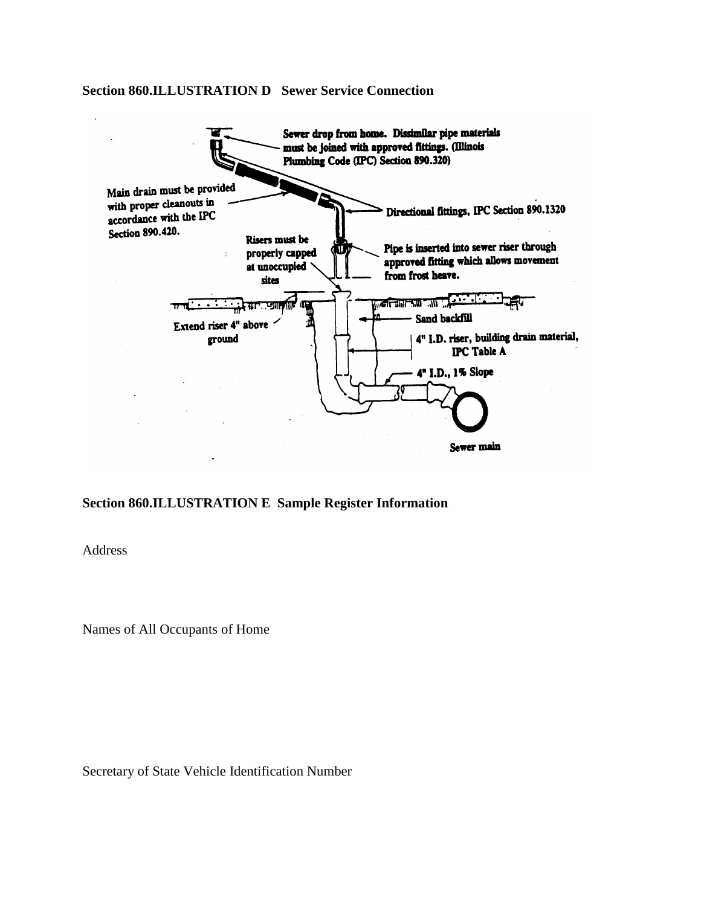**Section 860.ILLUSTRATION D Sewer Service Connection**

Sewer drop from home. Dissimilar pipe materials must be joined with approved fittings. (Illinois Plumbing Code (IPC) Section 890.320)

Main drain must be provided with proper cleanouts in accordance with the IPC Section 890.420.

Directional fittings, IPC Section 890.1320

Risers must be properly capped at unoccupied sites

Pipe is inserted into sewer riser through approved fitting which allows movement from frost heave.

Extend riser 4" above ground

Sand backfill

4" I.D. riser, building drain material, IPC Table A

4" I.D., 1% Slope

Sewer main

**Section 860.ILLUSTRATION E Sample Register Information**

Address

Names of All Occupants of Home

Secretary of State Vehicle Identification Number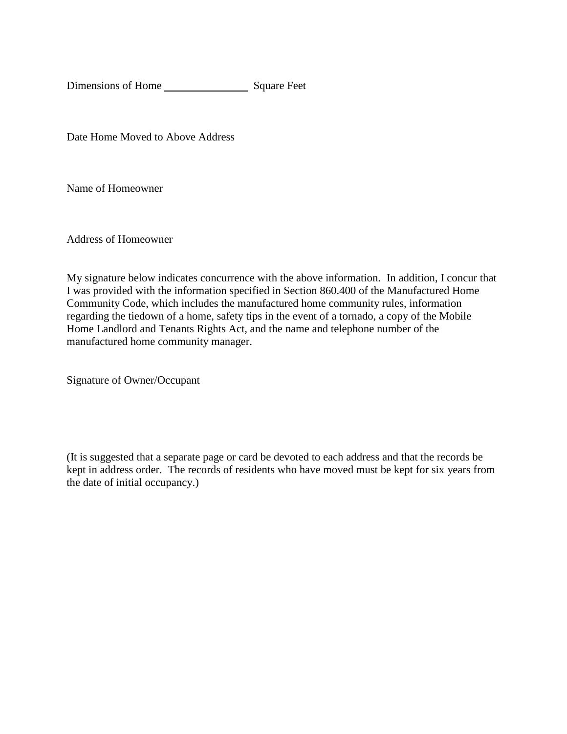Dimensions of Home ________________ Square Feet

Date Home Moved to Above Address

Name of Homeowner

Address of Homeowner

My signature below indicates concurrence with the above information. In addition, I concur that I was provided with the information specified in Section 860.400 of the Manufactured Home Community Code, which includes the manufactured home community rules, information regarding the tiedown of a home, safety tips in the event of a tornado, a copy of the Mobile Home Landlord and Tenants Rights Act, and the name and telephone number of the manufactured home community manager.

Signature of Owner/Occupant

(It is suggested that a separate page or card be devoted to each address and that the records be kept in address order. The records of residents who have moved must be kept for six years from the date of initial occupancy.)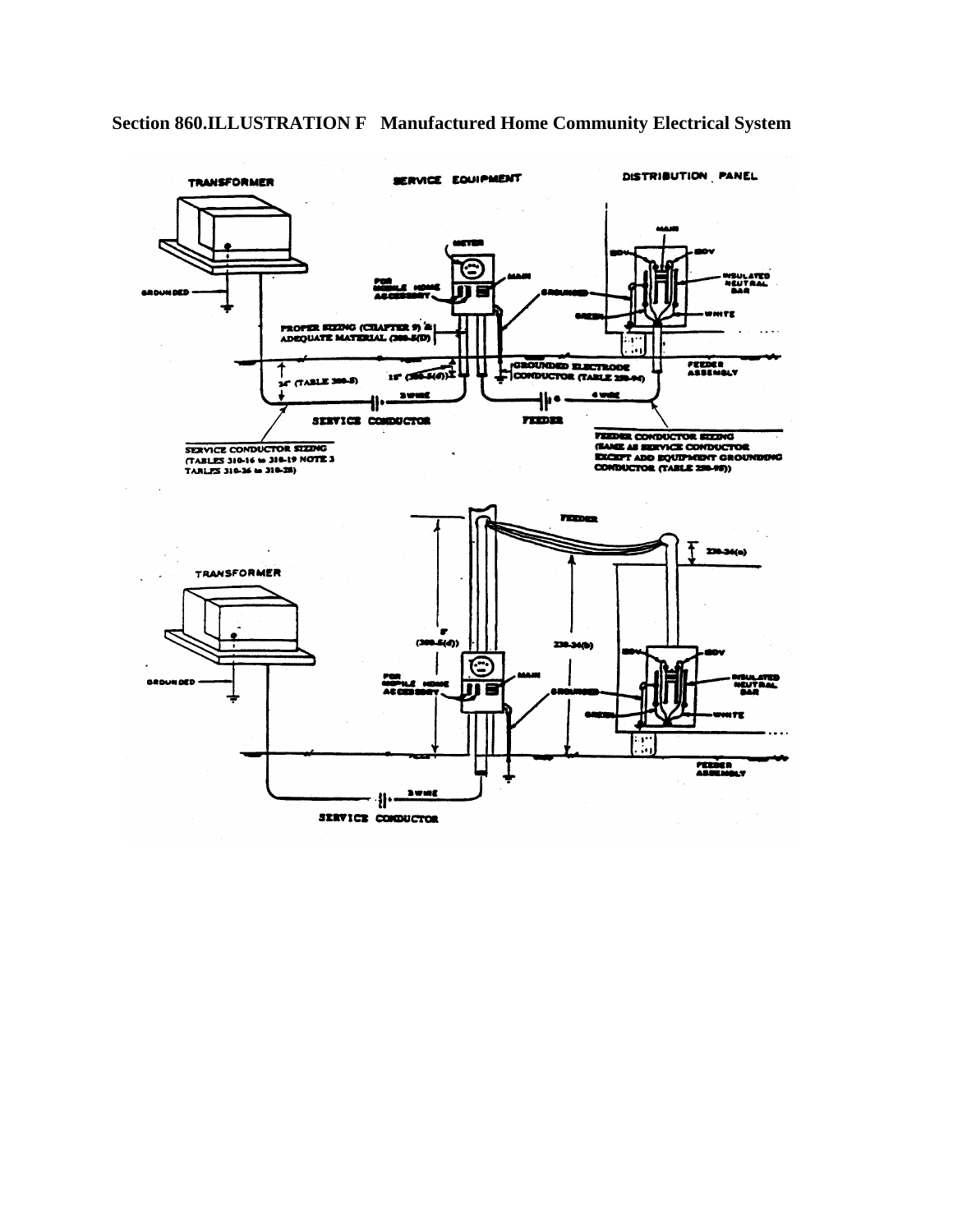**Section 860.ILLUSTRATION F   Manufactured Home Community Electrical System**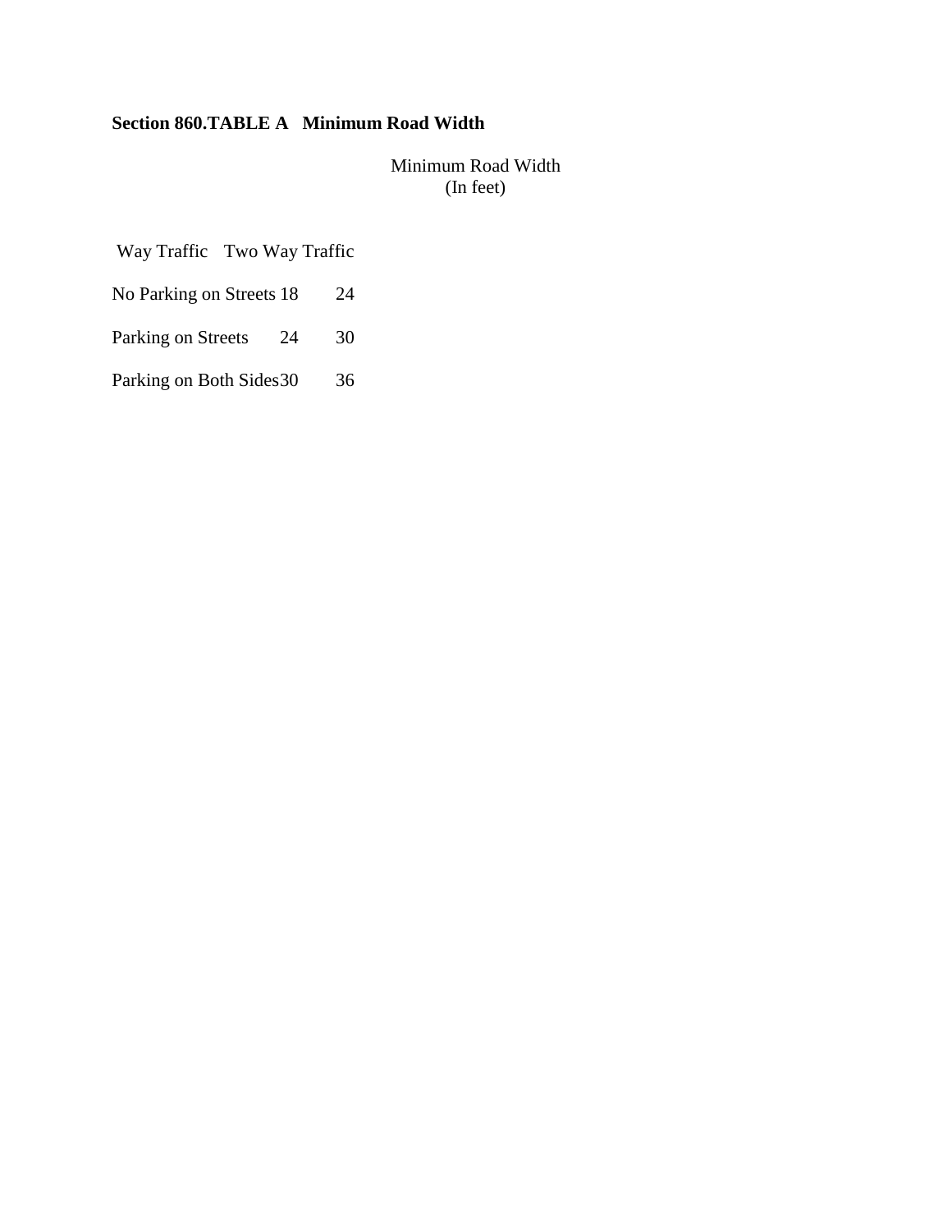**Section 860.TABLE A Minimum Road Width**

Minimum Road Width
(In feet)

| | Way Traffic | Two Way Traffic |
|---|---|---|
| No Parking on Streets | 18 | 24 |
| Parking on Streets | 24 | 30 |
| Parking on Both Sides | 30 | 36 |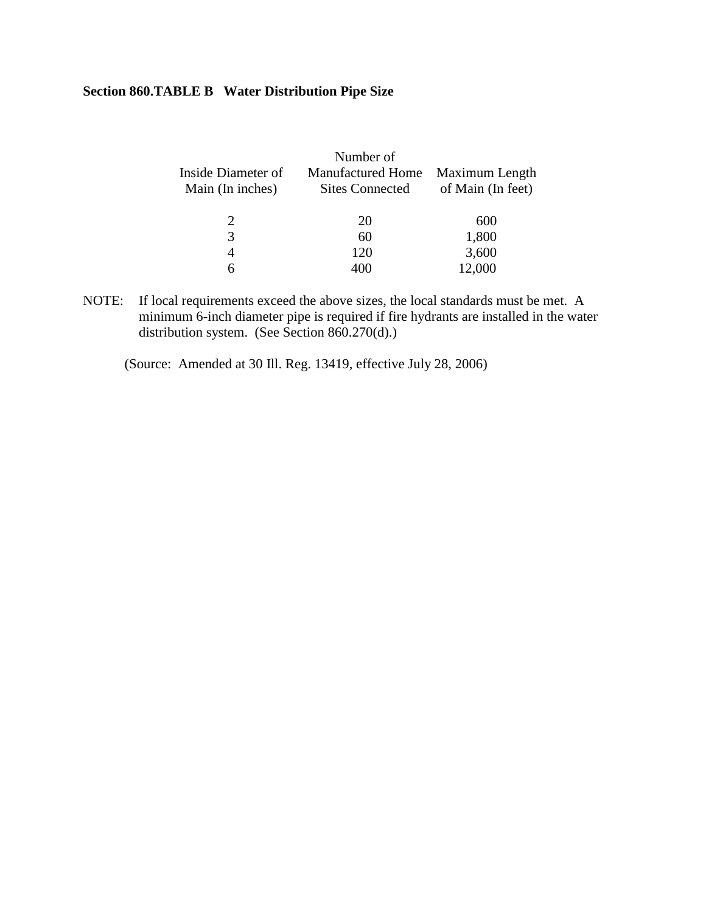**Section 860.TABLE B Water Distribution Pipe Size**

| Inside Diameter of Main (In inches) | Number of Manufactured Home Sites Connected | Maximum Length of Main (In feet) |
|---|---|---|
| 2 | 20 | 600 |
| 3 | 60 | 1,800 |
| 4 | 120 | 3,600 |
| 6 | 400 | 12,000 |

NOTE: If local requirements exceed the above sizes, the local standards must be met. A minimum 6-inch diameter pipe is required if fire hydrants are installed in the water distribution system. (See Section 860.270(d).)

(Source: Amended at 30 Ill. Reg. 13419, effective July 28, 2006)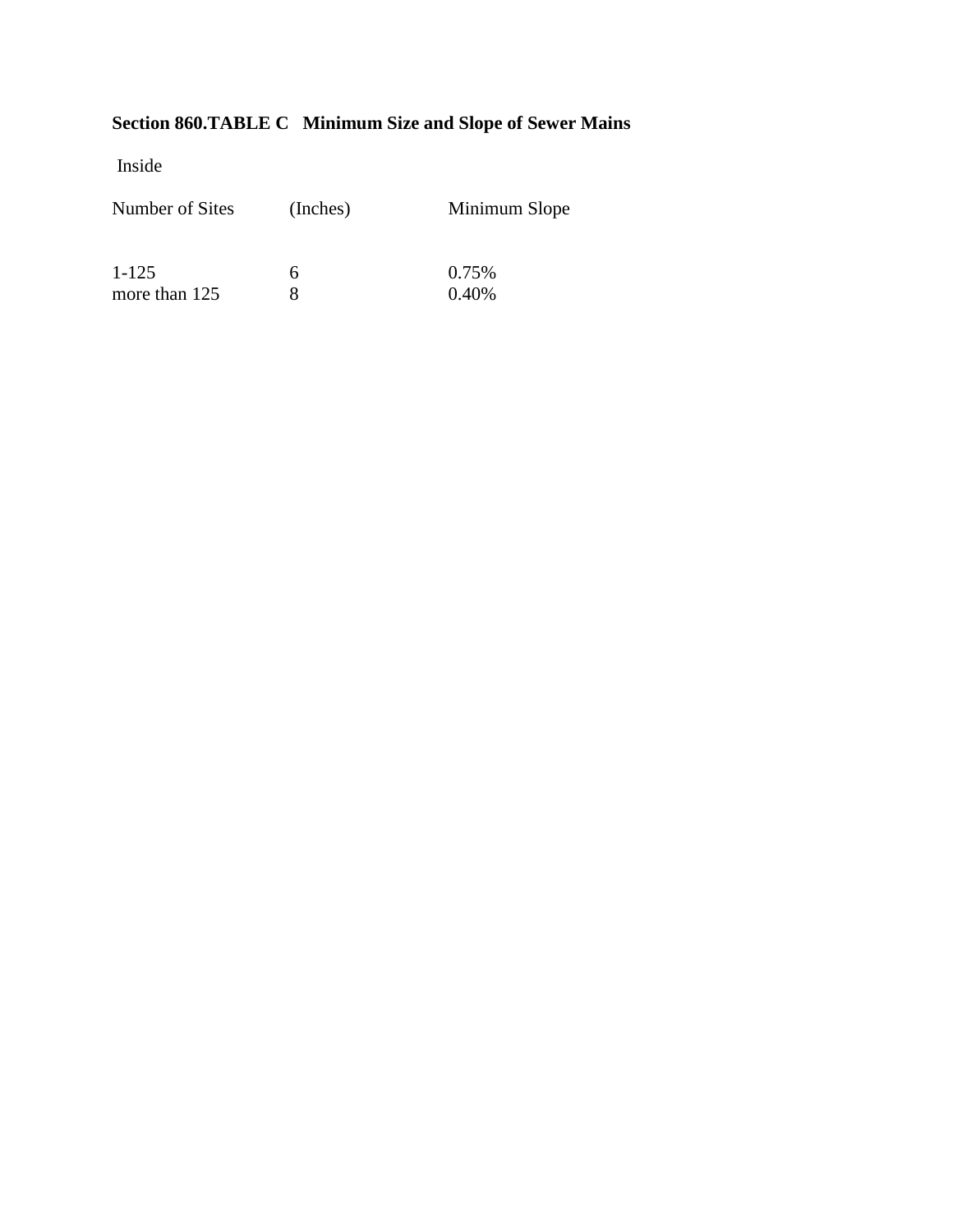**Section 860.TABLE C   Minimum Size and Slope of Sewer Mains**

| Number of Sites | Inside (Inches) | Minimum Slope |
|---|---|---|
| 1-125 | 6 | 0.75% |
| more than 125 | 8 | 0.40% |